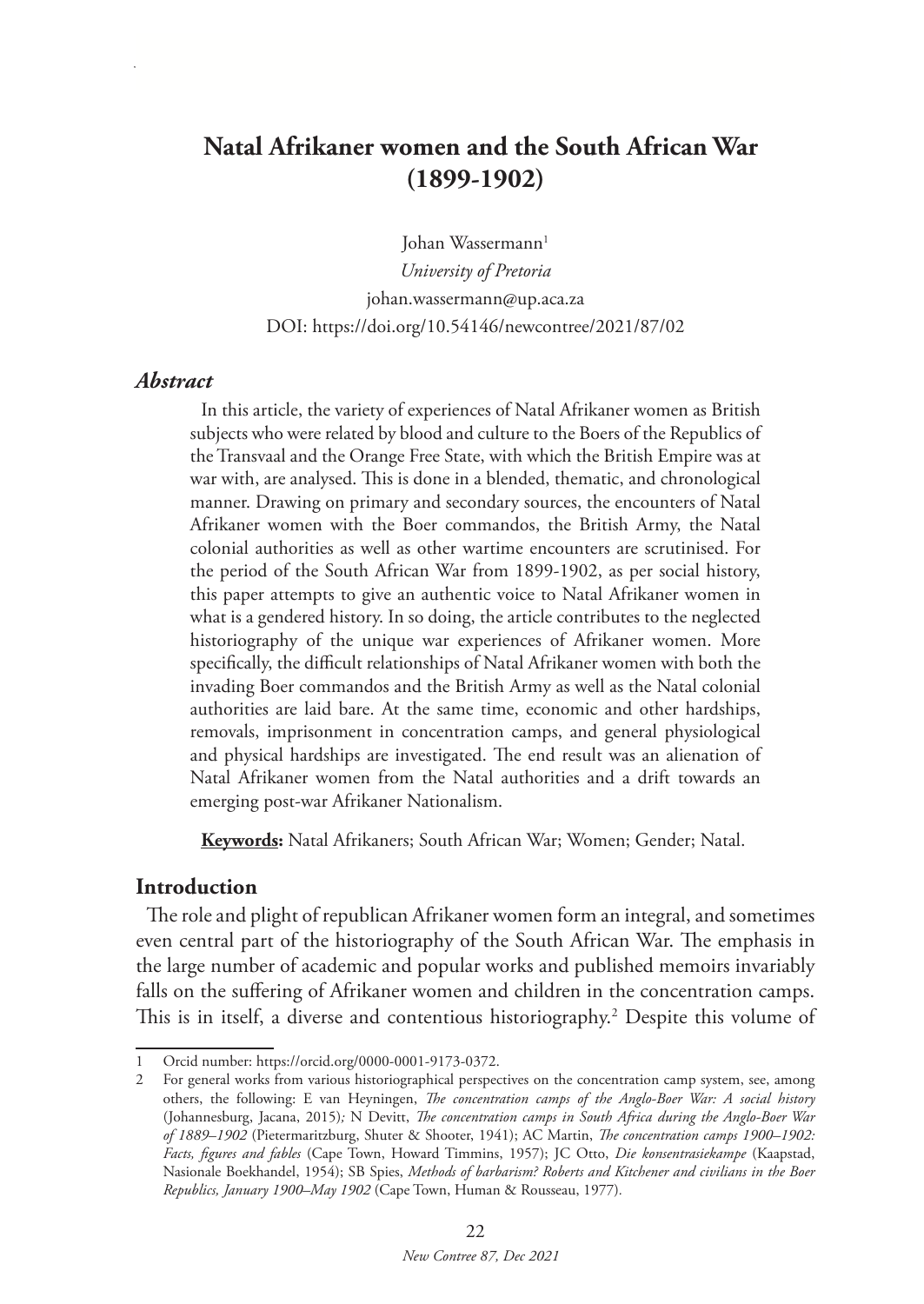# Natal Afrikaner women and the South African War (1899-1902)

Johan Wassermann[1]

*University of Pretoria*

johan.wassermann@up.aca.za

DOI: https://doi.org/10.54146/newcontree/2021/87/02

## *Abstract*

In this article, the variety of experiences of Natal Afrikaner women as British subjects who were related by blood and culture to the Boers of the Republics of the Transvaal and the Orange Free State, with which the British Empire was at war with, are analysed. This is done in a blended, thematic, and chronological manner. Drawing on primary and secondary sources, the encounters of Natal Afrikaner women with the Boer commandos, the British Army, the Natal colonial authorities as well as other wartime encounters are scrutinised. For the period of the South African War from 1899-1902, as per social history, this paper attempts to give an authentic voice to Natal Afrikaner women in what is a gendered history. In so doing, the article contributes to the neglected historiography of the unique war experiences of Afrikaner women. More specifically, the difficult relationships of Natal Afrikaner women with both the invading Boer commandos and the British Army as well as the Natal colonial authorities are laid bare. At the same time, economic and other hardships, removals, imprisonment in concentration camps, and general physiological and physical hardships are investigated. The end result was an alienation of Natal Afrikaner women from the Natal authorities and a drift towards an emerging post-war Afrikaner Nationalism.

**Keywords:** Natal Afrikaners; South African War; Women; Gender; Natal.

## Introduction

The role and plight of republican Afrikaner women form an integral, and sometimes even central part of the historiography of the South African War. The emphasis in the large number of academic and popular works and published memoirs invariably falls on the suffering of Afrikaner women and children in the concentration camps. This is in itself, a diverse and contentious historiography.[2] Despite this volume of

---

1 Orcid number: https://orcid.org/0000-0001-9173-0372.

2 For general works from various historiographical perspectives on the concentration camp system, see, among others, the following: E van Heyningen, *The concentration camps of the Anglo-Boer War: A social history* (Johannesburg, Jacana, 2015); N Devitt, *The concentration camps in South Africa during the Anglo-Boer War of 1889–1902* (Pietermaritzburg, Shuter & Shooter, 1941); AC Martin, *The concentration camps 1900–1902: Facts, figures and fables* (Cape Town, Howard Timmins, 1957); JC Otto, *Die konsentrasiekampe* (Kaapstad, Nasionale Boekhandel, 1954); SB Spies, *Methods of barbarism? Roberts and Kitchener and civilians in the Boer Republics, January 1900–May 1902* (Cape Town, Human & Rousseau, 1977).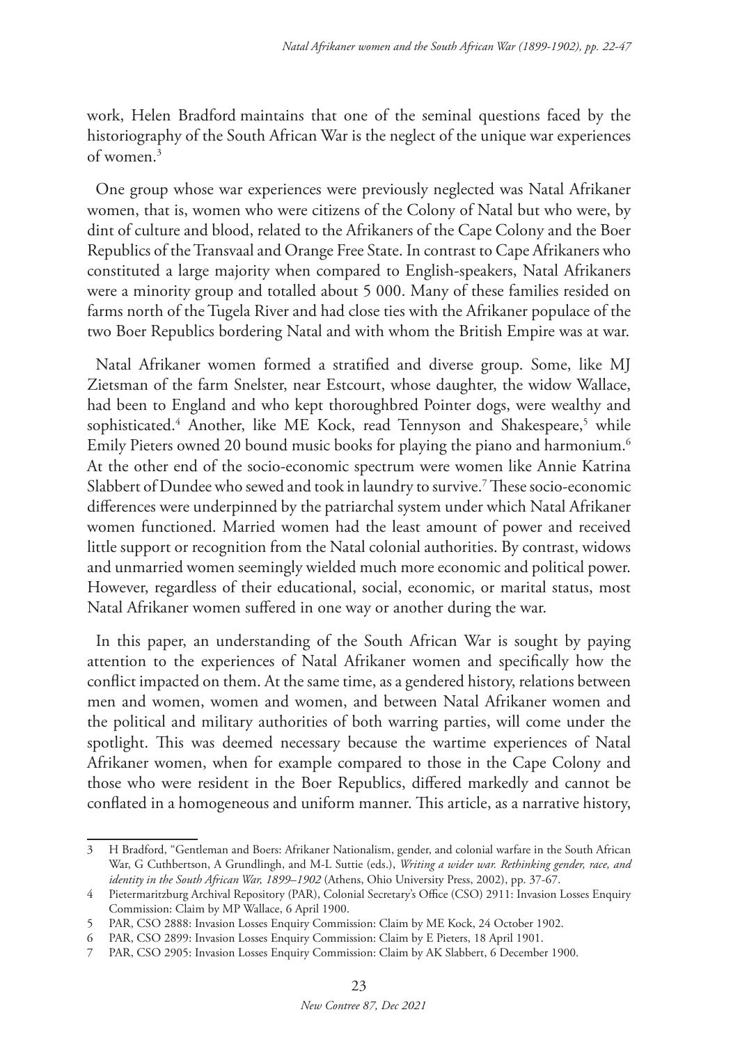work, Helen Bradford maintains that one of the seminal questions faced by the historiography of the South African War is the neglect of the unique war experiences of women.[3]

One group whose war experiences were previously neglected was Natal Afrikaner women, that is, women who were citizens of the Colony of Natal but who were, by dint of culture and blood, related to the Afrikaners of the Cape Colony and the Boer Republics of the Transvaal and Orange Free State. In contrast to Cape Afrikaners who constituted a large majority when compared to English-speakers, Natal Afrikaners were a minority group and totalled about 5 000. Many of these families resided on farms north of the Tugela River and had close ties with the Afrikaner populace of the two Boer Republics bordering Natal and with whom the British Empire was at war.

Natal Afrikaner women formed a stratified and diverse group. Some, like MJ Zietsman of the farm Snelster, near Estcourt, whose daughter, the widow Wallace, had been to England and who kept thoroughbred Pointer dogs, were wealthy and sophisticated.[4] Another, like ME Kock, read Tennyson and Shakespeare,[5] while Emily Pieters owned 20 bound music books for playing the piano and harmonium.[6] At the other end of the socio-economic spectrum were women like Annie Katrina Slabbert of Dundee who sewed and took in laundry to survive.[7] These socio-economic differences were underpinned by the patriarchal system under which Natal Afrikaner women functioned. Married women had the least amount of power and received little support or recognition from the Natal colonial authorities. By contrast, widows and unmarried women seemingly wielded much more economic and political power. However, regardless of their educational, social, economic, or marital status, most Natal Afrikaner women suffered in one way or another during the war.

In this paper, an understanding of the South African War is sought by paying attention to the experiences of Natal Afrikaner women and specifically how the conflict impacted on them. At the same time, as a gendered history, relations between men and women, women and women, and between Natal Afrikaner women and the political and military authorities of both warring parties, will come under the spotlight. This was deemed necessary because the wartime experiences of Natal Afrikaner women, when for example compared to those in the Cape Colony and those who were resident in the Boer Republics, differed markedly and cannot be conflated in a homogeneous and uniform manner. This article, as a narrative history,

---

3 H Bradford, "Gentleman and Boers: Afrikaner Nationalism, gender, and colonial warfare in the South African War, G Cuthbertson, A Grundlingh, and M-L Suttie (eds.), *Writing a wider war. Rethinking gender, race, and identity in the South African War, 1899–1902* (Athens, Ohio University Press, 2002), pp. 37-67.

4 Pietermaritzburg Archival Repository (PAR), Colonial Secretary's Office (CSO) 2911: Invasion Losses Enquiry Commission: Claim by MP Wallace, 6 April 1900.

5 PAR, CSO 2888: Invasion Losses Enquiry Commission: Claim by ME Kock, 24 October 1902.

6 PAR, CSO 2899: Invasion Losses Enquiry Commission: Claim by E Pieters, 18 April 1901.

7 PAR, CSO 2905: Invasion Losses Enquiry Commission: Claim by AK Slabbert, 6 December 1900.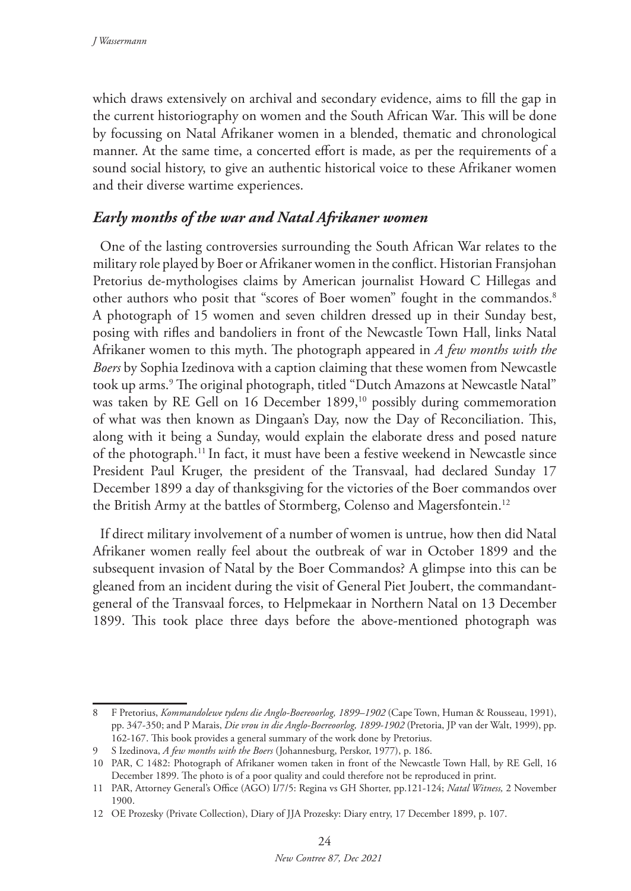which draws extensively on archival and secondary evidence, aims to fill the gap in the current historiography on women and the South African War. This will be done by focussing on Natal Afrikaner women in a blended, thematic and chronological manner. At the same time, a concerted effort is made, as per the requirements of a sound social history, to give an authentic historical voice to these Afrikaner women and their diverse wartime experiences.

## *Early months of the war and Natal Afrikaner women*

One of the lasting controversies surrounding the South African War relates to the military role played by Boer or Afrikaner women in the conflict. Historian Fransjohan Pretorius de-mythologises claims by American journalist Howard C Hillegas and other authors who posit that "scores of Boer women" fought in the commandos.[8] A photograph of 15 women and seven children dressed up in their Sunday best, posing with rifles and bandoliers in front of the Newcastle Town Hall, links Natal Afrikaner women to this myth. The photograph appeared in *A few months with the Boers* by Sophia Izedinova with a caption claiming that these women from Newcastle took up arms.[9] The original photograph, titled "Dutch Amazons at Newcastle Natal" was taken by RE Gell on 16 December 1899,[10] possibly during commemoration of what was then known as Dingaan's Day, now the Day of Reconciliation. This, along with it being a Sunday, would explain the elaborate dress and posed nature of the photograph.[11] In fact, it must have been a festive weekend in Newcastle since President Paul Kruger, the president of the Transvaal, had declared Sunday 17 December 1899 a day of thanksgiving for the victories of the Boer commandos over the British Army at the battles of Stormberg, Colenso and Magersfontein.[12]

If direct military involvement of a number of women is untrue, how then did Natal Afrikaner women really feel about the outbreak of war in October 1899 and the subsequent invasion of Natal by the Boer Commandos? A glimpse into this can be gleaned from an incident during the visit of General Piet Joubert, the commandant-general of the Transvaal forces, to Helpmekaar in Northern Natal on 13 December 1899. This took place three days before the above-mentioned photograph was

---

8 F Pretorius, *Kommandolewe tydens die Anglo-Boereoorlog, 1899–1902* (Cape Town, Human & Rousseau, 1991), pp. 347-350; and P Marais, *Die vrou in die Anglo-Boereoorlog, 1899-1902* (Pretoria, JP van der Walt, 1999), pp. 162-167. This book provides a general summary of the work done by Pretorius.

9 S Izedinova, *A few months with the Boers* (Johannesburg, Perskor, 1977), p. 186.

10 PAR, C 1482: Photograph of Afrikaner women taken in front of the Newcastle Town Hall, by RE Gell, 16 December 1899. The photo is of a poor quality and could therefore not be reproduced in print.

11 PAR, Attorney General's Office (AGO) I/7/5: Regina vs GH Shorter, pp.121-124; *Natal Witness,* 2 November 1900.

12 OE Prozesky (Private Collection), Diary of JJA Prozesky: Diary entry, 17 December 1899, p. 107.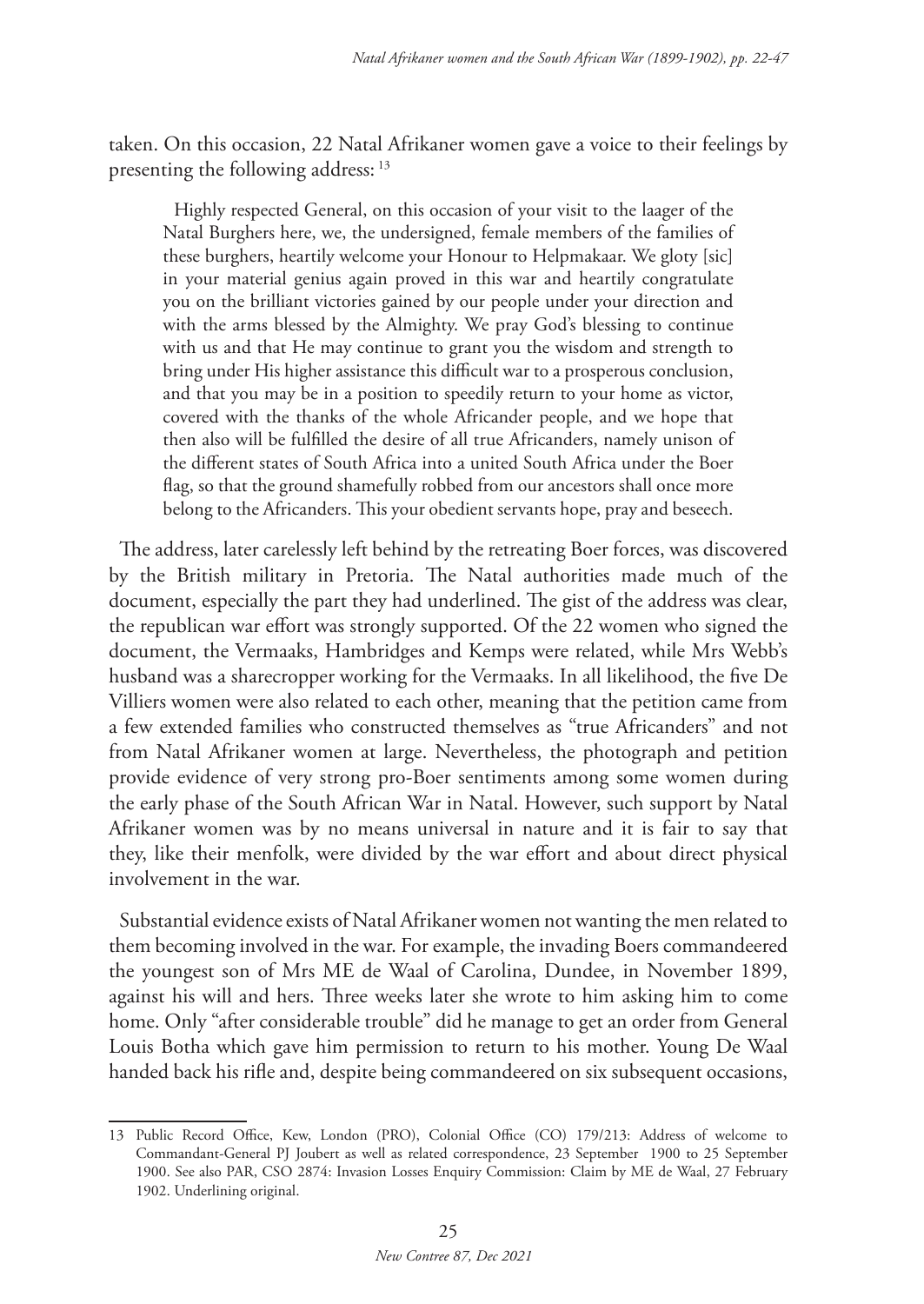taken. On this occasion, 22 Natal Afrikaner women gave a voice to their feelings by presenting the following address: [13]

> Highly respected General, on this occasion of your visit to the laager of the Natal Burghers here, we, the undersigned, female members of the families of these burghers, heartily welcome your Honour to Helpmakaar. We gloty [sic] in your material genius again proved in this war and heartily congratulate you on the brilliant victories gained by our people under your direction and with the arms blessed by the Almighty. We pray God's blessing to continue with us and that He may continue to grant you the wisdom and strength to bring under His higher assistance this difficult war to a prosperous conclusion, and that you may be in a position to speedily return to your home as victor, covered with the thanks of the whole Africander people, and we hope that then also will be fulfilled the desire of all true Africanders, namely unison of the different states of South Africa into a united South Africa under the Boer flag, so that the ground shamefully robbed from our ancestors shall once more belong to the Africanders. This your obedient servants hope, pray and beseech.

The address, later carelessly left behind by the retreating Boer forces, was discovered by the British military in Pretoria. The Natal authorities made much of the document, especially the part they had underlined. The gist of the address was clear, the republican war effort was strongly supported. Of the 22 women who signed the document, the Vermaaks, Hambridges and Kemps were related, while Mrs Webb's husband was a sharecropper working for the Vermaaks. In all likelihood, the five De Villiers women were also related to each other, meaning that the petition came from a few extended families who constructed themselves as "true Africanders" and not from Natal Afrikaner women at large. Nevertheless, the photograph and petition provide evidence of very strong pro-Boer sentiments among some women during the early phase of the South African War in Natal. However, such support by Natal Afrikaner women was by no means universal in nature and it is fair to say that they, like their menfolk, were divided by the war effort and about direct physical involvement in the war.

Substantial evidence exists of Natal Afrikaner women not wanting the men related to them becoming involved in the war. For example, the invading Boers commandeered the youngest son of Mrs ME de Waal of Carolina, Dundee, in November 1899, against his will and hers. Three weeks later she wrote to him asking him to come home. Only "after considerable trouble" did he manage to get an order from General Louis Botha which gave him permission to return to his mother. Young De Waal handed back his rifle and, despite being commandeered on six subsequent occasions,

---

13 Public Record Office, Kew, London (PRO), Colonial Office (CO) 179/213: Address of welcome to Commandant-General PJ Joubert as well as related correspondence, 23 September 1900 to 25 September 1900. See also PAR, CSO 2874: Invasion Losses Enquiry Commission: Claim by ME de Waal, 27 February 1902. Underlining original.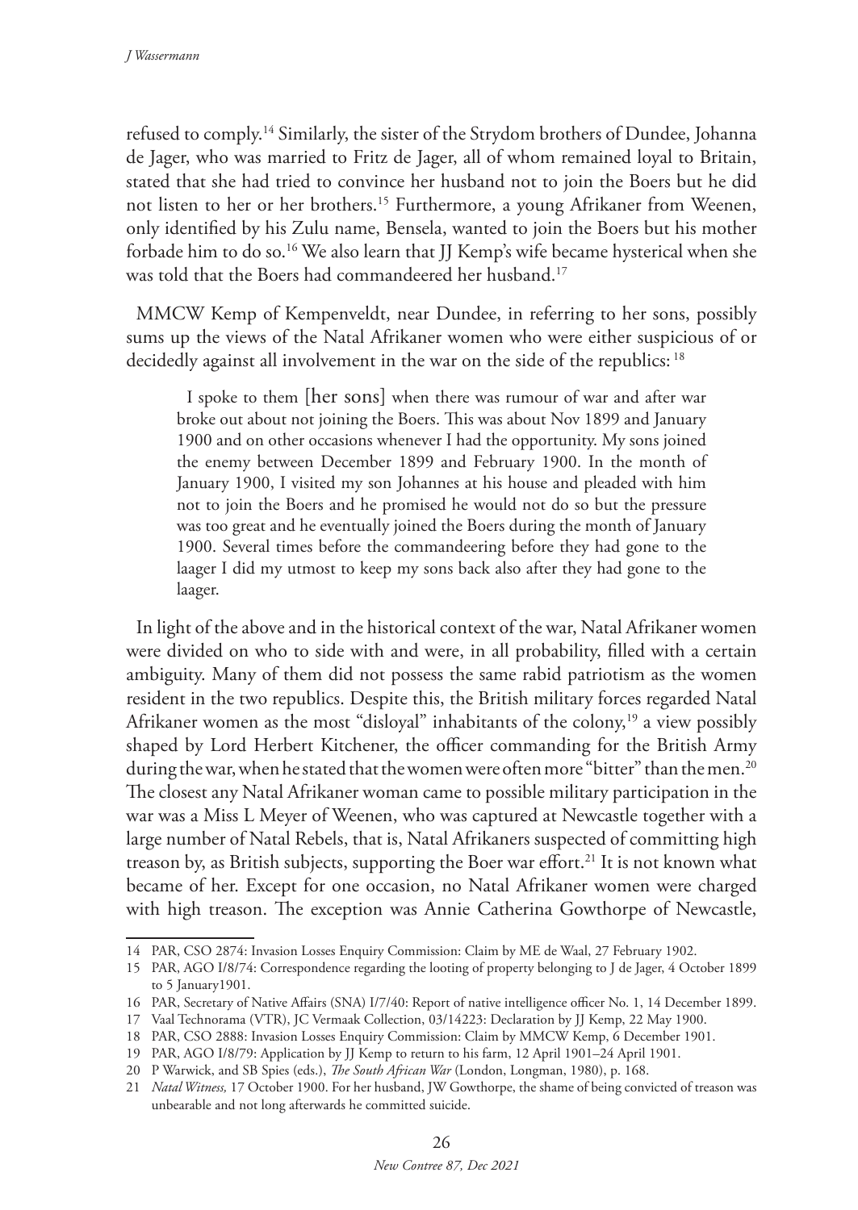refused to comply.[14] Similarly, the sister of the Strydom brothers of Dundee, Johanna de Jager, who was married to Fritz de Jager, all of whom remained loyal to Britain, stated that she had tried to convince her husband not to join the Boers but he did not listen to her or her brothers.[15] Furthermore, a young Afrikaner from Weenen, only identified by his Zulu name, Bensela, wanted to join the Boers but his mother forbade him to do so.[16] We also learn that JJ Kemp's wife became hysterical when she was told that the Boers had commandeered her husband.[17]

MMCW Kemp of Kempenveldt, near Dundee, in referring to her sons, possibly sums up the views of the Natal Afrikaner women who were either suspicious of or decidedly against all involvement in the war on the side of the republics: [18]

> I spoke to them [her sons] when there was rumour of war and after war broke out about not joining the Boers. This was about Nov 1899 and January 1900 and on other occasions whenever I had the opportunity. My sons joined the enemy between December 1899 and February 1900. In the month of January 1900, I visited my son Johannes at his house and pleaded with him not to join the Boers and he promised he would not do so but the pressure was too great and he eventually joined the Boers during the month of January 1900. Several times before the commandeering before they had gone to the laager I did my utmost to keep my sons back also after they had gone to the laager.

In light of the above and in the historical context of the war, Natal Afrikaner women were divided on who to side with and were, in all probability, filled with a certain ambiguity. Many of them did not possess the same rabid patriotism as the women resident in the two republics. Despite this, the British military forces regarded Natal Afrikaner women as the most "disloyal" inhabitants of the colony,[19] a view possibly shaped by Lord Herbert Kitchener, the officer commanding for the British Army during the war, when he stated that the women were often more "bitter" than the men.[20] The closest any Natal Afrikaner woman came to possible military participation in the war was a Miss L Meyer of Weenen, who was captured at Newcastle together with a large number of Natal Rebels, that is, Natal Afrikaners suspected of committing high treason by, as British subjects, supporting the Boer war effort.[21] It is not known what became of her. Except for one occasion, no Natal Afrikaner women were charged with high treason. The exception was Annie Catherina Gowthorpe of Newcastle,

---

14 PAR, CSO 2874: Invasion Losses Enquiry Commission: Claim by ME de Waal, 27 February 1902.

15 PAR, AGO I/8/74: Correspondence regarding the looting of property belonging to J de Jager, 4 October 1899 to 5 January1901.

16 PAR, Secretary of Native Affairs (SNA) I/7/40: Report of native intelligence officer No. 1, 14 December 1899.

17 Vaal Technorama (VTR), JC Vermaak Collection, 03/14223: Declaration by JJ Kemp, 22 May 1900.

18 PAR, CSO 2888: Invasion Losses Enquiry Commission: Claim by MMCW Kemp, 6 December 1901.

19 PAR, AGO I/8/79: Application by JJ Kemp to return to his farm, 12 April 1901–24 April 1901.

20 P Warwick, and SB Spies (eds.), *The South African War* (London, Longman, 1980), p. 168.

21 *Natal Witness,* 17 October 1900. For her husband, JW Gowthorpe, the shame of being convicted of treason was unbearable and not long afterwards he committed suicide.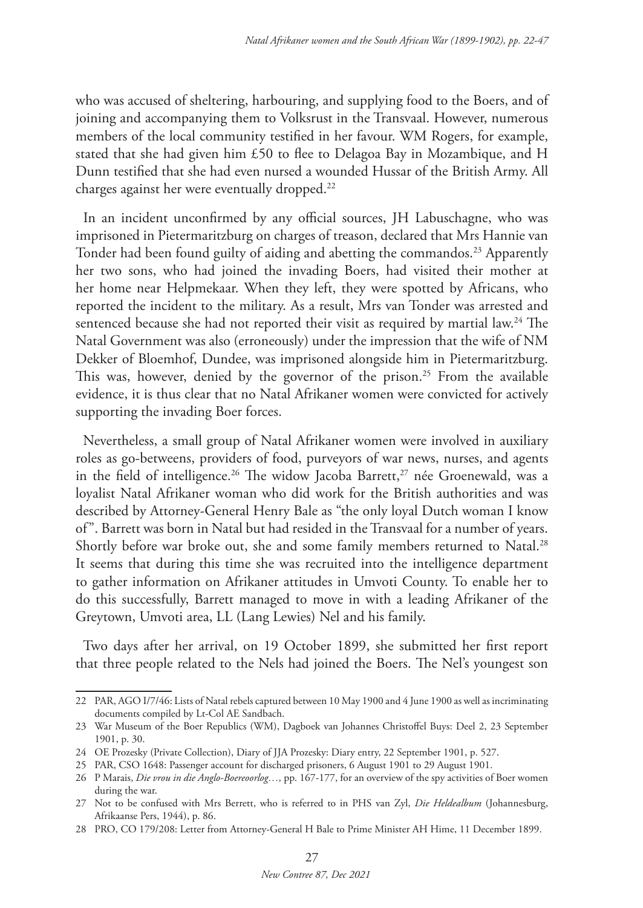who was accused of sheltering, harbouring, and supplying food to the Boers, and of joining and accompanying them to Volksrust in the Transvaal. However, numerous members of the local community testified in her favour. WM Rogers, for example, stated that she had given him £50 to flee to Delagoa Bay in Mozambique, and H Dunn testified that she had even nursed a wounded Hussar of the British Army. All charges against her were eventually dropped.[22]

In an incident unconfirmed by any official sources, JH Labuschagne, who was imprisoned in Pietermaritzburg on charges of treason, declared that Mrs Hannie van Tonder had been found guilty of aiding and abetting the commandos.[23] Apparently her two sons, who had joined the invading Boers, had visited their mother at her home near Helpmekaar. When they left, they were spotted by Africans, who reported the incident to the military. As a result, Mrs van Tonder was arrested and sentenced because she had not reported their visit as required by martial law.[24] The Natal Government was also (erroneously) under the impression that the wife of NM Dekker of Bloemhof, Dundee, was imprisoned alongside him in Pietermaritzburg. This was, however, denied by the governor of the prison.[25] From the available evidence, it is thus clear that no Natal Afrikaner women were convicted for actively supporting the invading Boer forces.

Nevertheless, a small group of Natal Afrikaner women were involved in auxiliary roles as go-betweens, providers of food, purveyors of war news, nurses, and agents in the field of intelligence.[26] The widow Jacoba Barrett,[27] née Groenewald, was a loyalist Natal Afrikaner woman who did work for the British authorities and was described by Attorney-General Henry Bale as "the only loyal Dutch woman I know of". Barrett was born in Natal but had resided in the Transvaal for a number of years. Shortly before war broke out, she and some family members returned to Natal.[28] It seems that during this time she was recruited into the intelligence department to gather information on Afrikaner attitudes in Umvoti County. To enable her to do this successfully, Barrett managed to move in with a leading Afrikaner of the Greytown, Umvoti area, LL (Lang Lewies) Nel and his family.

Two days after her arrival, on 19 October 1899, she submitted her first report that three people related to the Nels had joined the Boers. The Nel's youngest son

---

22 PAR, AGO I/7/46: Lists of Natal rebels captured between 10 May 1900 and 4 June 1900 as well as incriminating documents compiled by Lt-Col AE Sandbach.

23 War Museum of the Boer Republics (WM), Dagboek van Johannes Christoffel Buys: Deel 2, 23 September 1901, p. 30.

24 OE Prozesky (Private Collection), Diary of JJA Prozesky: Diary entry, 22 September 1901, p. 527.

25 PAR, CSO 1648: Passenger account for discharged prisoners, 6 August 1901 to 29 August 1901.

26 P Marais, *Die vrou in die Anglo-Boereoorlog…,* pp. 167-177, for an overview of the spy activities of Boer women during the war.

27 Not to be confused with Mrs Berrett, who is referred to in PHS van Zyl, *Die Heldealbum* (Johannesburg, Afrikaanse Pers, 1944), p. 86.

28 PRO, CO 179/208: Letter from Attorney-General H Bale to Prime Minister AH Hime, 11 December 1899.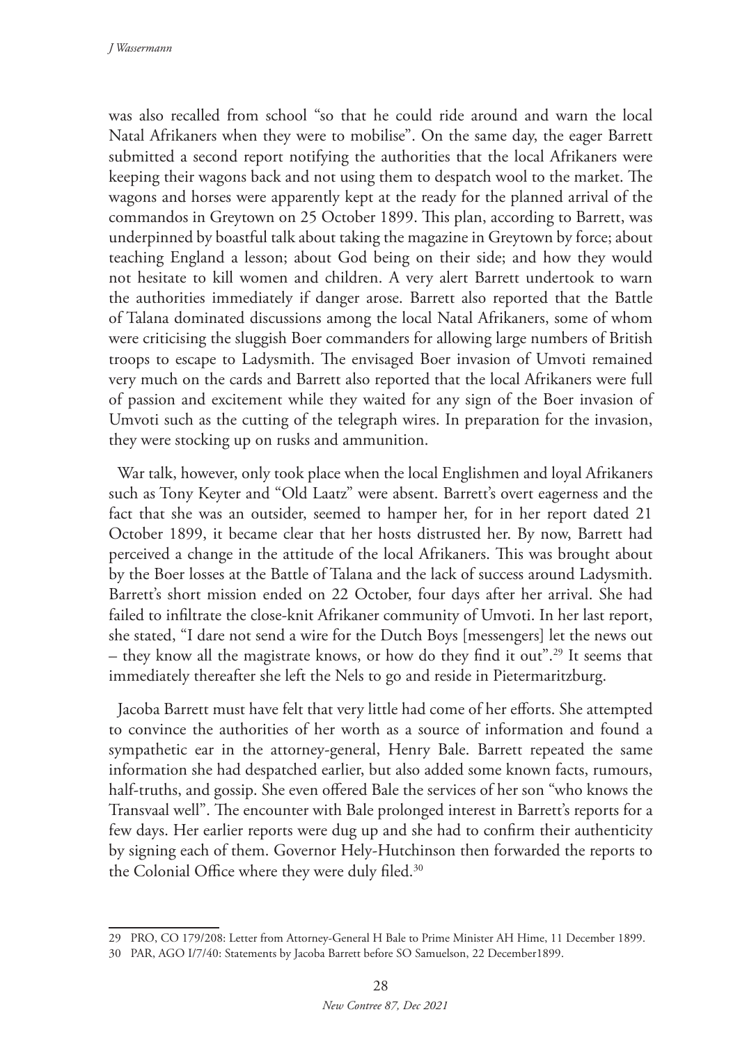was also recalled from school "so that he could ride around and warn the local Natal Afrikaners when they were to mobilise". On the same day, the eager Barrett submitted a second report notifying the authorities that the local Afrikaners were keeping their wagons back and not using them to despatch wool to the market. The wagons and horses were apparently kept at the ready for the planned arrival of the commandos in Greytown on 25 October 1899. This plan, according to Barrett, was underpinned by boastful talk about taking the magazine in Greytown by force; about teaching England a lesson; about God being on their side; and how they would not hesitate to kill women and children. A very alert Barrett undertook to warn the authorities immediately if danger arose. Barrett also reported that the Battle of Talana dominated discussions among the local Natal Afrikaners, some of whom were criticising the sluggish Boer commanders for allowing large numbers of British troops to escape to Ladysmith. The envisaged Boer invasion of Umvoti remained very much on the cards and Barrett also reported that the local Afrikaners were full of passion and excitement while they waited for any sign of the Boer invasion of Umvoti such as the cutting of the telegraph wires. In preparation for the invasion, they were stocking up on rusks and ammunition.

War talk, however, only took place when the local Englishmen and loyal Afrikaners such as Tony Keyter and "Old Laatz" were absent. Barrett's overt eagerness and the fact that she was an outsider, seemed to hamper her, for in her report dated 21 October 1899, it became clear that her hosts distrusted her. By now, Barrett had perceived a change in the attitude of the local Afrikaners. This was brought about by the Boer losses at the Battle of Talana and the lack of success around Ladysmith. Barrett's short mission ended on 22 October, four days after her arrival. She had failed to infiltrate the close-knit Afrikaner community of Umvoti. In her last report, she stated, "I dare not send a wire for the Dutch Boys [messengers] let the news out – they know all the magistrate knows, or how do they find it out".[29] It seems that immediately thereafter she left the Nels to go and reside in Pietermaritzburg.

Jacoba Barrett must have felt that very little had come of her efforts. She attempted to convince the authorities of her worth as a source of information and found a sympathetic ear in the attorney-general, Henry Bale. Barrett repeated the same information she had despatched earlier, but also added some known facts, rumours, half-truths, and gossip. She even offered Bale the services of her son "who knows the Transvaal well". The encounter with Bale prolonged interest in Barrett's reports for a few days. Her earlier reports were dug up and she had to confirm their authenticity by signing each of them. Governor Hely-Hutchinson then forwarded the reports to the Colonial Office where they were duly filed.[30]

---

29 PRO, CO 179/208: Letter from Attorney-General H Bale to Prime Minister AH Hime, 11 December 1899.

30 PAR, AGO I/7/40: Statements by Jacoba Barrett before SO Samuelson, 22 December1899.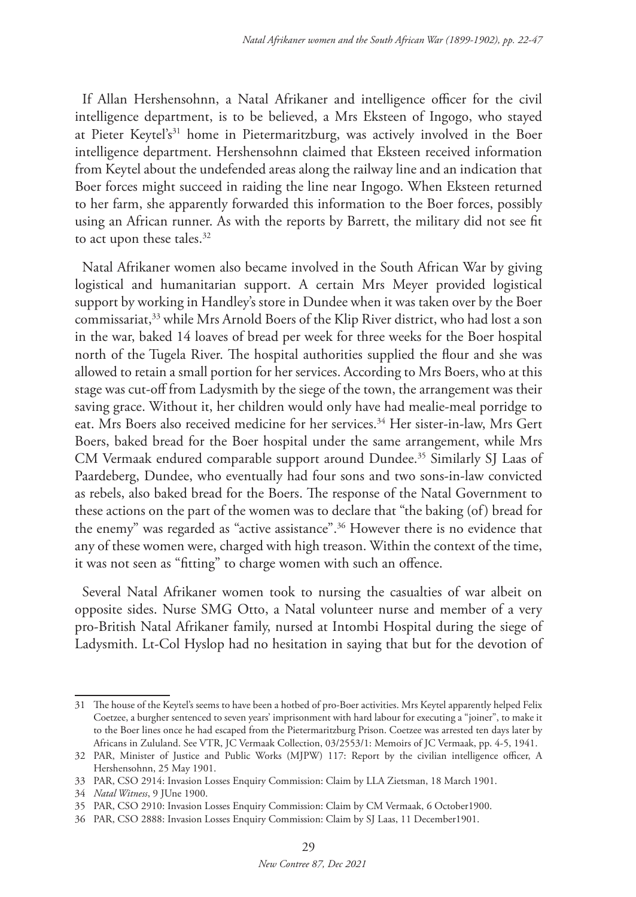If Allan Hershensohnn, a Natal Afrikaner and intelligence officer for the civil intelligence department, is to be believed, a Mrs Eksteen of Ingogo, who stayed at Pieter Keytel's[31] home in Pietermaritzburg, was actively involved in the Boer intelligence department. Hershensohnn claimed that Eksteen received information from Keytel about the undefended areas along the railway line and an indication that Boer forces might succeed in raiding the line near Ingogo. When Eksteen returned to her farm, she apparently forwarded this information to the Boer forces, possibly using an African runner. As with the reports by Barrett, the military did not see fit to act upon these tales.[32]

Natal Afrikaner women also became involved in the South African War by giving logistical and humanitarian support. A certain Mrs Meyer provided logistical support by working in Handley's store in Dundee when it was taken over by the Boer commissariat,[33] while Mrs Arnold Boers of the Klip River district, who had lost a son in the war, baked 14 loaves of bread per week for three weeks for the Boer hospital north of the Tugela River. The hospital authorities supplied the flour and she was allowed to retain a small portion for her services. According to Mrs Boers, who at this stage was cut-off from Ladysmith by the siege of the town, the arrangement was their saving grace. Without it, her children would only have had mealie-meal porridge to eat. Mrs Boers also received medicine for her services.[34] Her sister-in-law, Mrs Gert Boers, baked bread for the Boer hospital under the same arrangement, while Mrs CM Vermaak endured comparable support around Dundee.[35] Similarly SJ Laas of Paardeberg, Dundee, who eventually had four sons and two sons-in-law convicted as rebels, also baked bread for the Boers. The response of the Natal Government to these actions on the part of the women was to declare that "the baking (of) bread for the enemy" was regarded as "active assistance".[36] However there is no evidence that any of these women were, charged with high treason. Within the context of the time, it was not seen as "fitting" to charge women with such an offence.

Several Natal Afrikaner women took to nursing the casualties of war albeit on opposite sides. Nurse SMG Otto, a Natal volunteer nurse and member of a very pro-British Natal Afrikaner family, nursed at Intombi Hospital during the siege of Ladysmith. Lt-Col Hyslop had no hesitation in saying that but for the devotion of

---

31 The house of the Keytel's seems to have been a hotbed of pro-Boer activities. Mrs Keytel apparently helped Felix Coetzee, a burgher sentenced to seven years' imprisonment with hard labour for executing a "joiner", to make it to the Boer lines once he had escaped from the Pietermaritzburg Prison. Coetzee was arrested ten days later by Africans in Zululand. See VTR, JC Vermaak Collection, 03/2553/1: Memoirs of JC Vermaak, pp. 4-5, 1941.

32 PAR, Minister of Justice and Public Works (MJPW) 117: Report by the civilian intelligence officer, A Hershensohnn, 25 May 1901.

33 PAR, CSO 2914: Invasion Losses Enquiry Commission: Claim by LLA Zietsman, 18 March 1901.

34 *Natal Witness*, 9 JUne 1900.

35 PAR, CSO 2910: Invasion Losses Enquiry Commission: Claim by CM Vermaak, 6 October1900.

36 PAR, CSO 2888: Invasion Losses Enquiry Commission: Claim by SJ Laas, 11 December1901.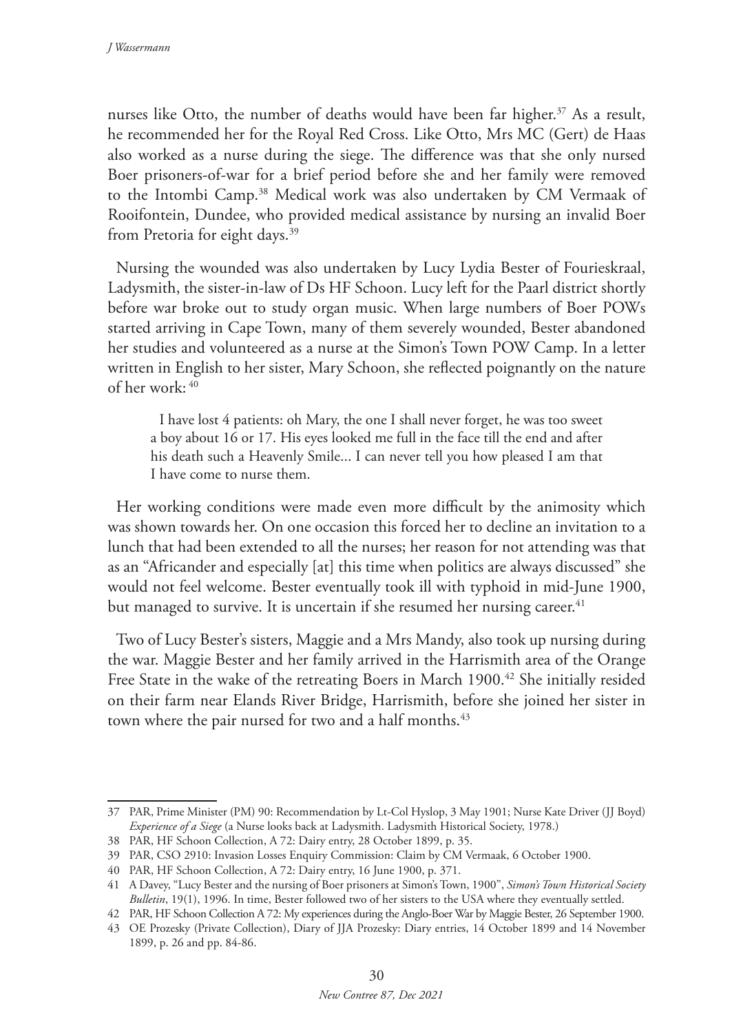nurses like Otto, the number of deaths would have been far higher.[37] As a result, he recommended her for the Royal Red Cross. Like Otto, Mrs MC (Gert) de Haas also worked as a nurse during the siege. The difference was that she only nursed Boer prisoners-of-war for a brief period before she and her family were removed to the Intombi Camp.[38] Medical work was also undertaken by CM Vermaak of Rooifontein, Dundee, who provided medical assistance by nursing an invalid Boer from Pretoria for eight days.[39]

Nursing the wounded was also undertaken by Lucy Lydia Bester of Fourieskraal, Ladysmith, the sister-in-law of Ds HF Schoon. Lucy left for the Paarl district shortly before war broke out to study organ music. When large numbers of Boer POWs started arriving in Cape Town, many of them severely wounded, Bester abandoned her studies and volunteered as a nurse at the Simon's Town POW Camp. In a letter written in English to her sister, Mary Schoon, she reflected poignantly on the nature of her work: [40]

> I have lost 4 patients: oh Mary, the one I shall never forget, he was too sweet a boy about 16 or 17. His eyes looked me full in the face till the end and after his death such a Heavenly Smile... I can never tell you how pleased I am that I have come to nurse them.

Her working conditions were made even more difficult by the animosity which was shown towards her. On one occasion this forced her to decline an invitation to a lunch that had been extended to all the nurses; her reason for not attending was that as an "Africander and especially [at] this time when politics are always discussed" she would not feel welcome. Bester eventually took ill with typhoid in mid-June 1900, but managed to survive. It is uncertain if she resumed her nursing career.[41]

Two of Lucy Bester's sisters, Maggie and a Mrs Mandy, also took up nursing during the war. Maggie Bester and her family arrived in the Harrismith area of the Orange Free State in the wake of the retreating Boers in March 1900.[42] She initially resided on their farm near Elands River Bridge, Harrismith, before she joined her sister in town where the pair nursed for two and a half months.[43]

---

37 PAR, Prime Minister (PM) 90: Recommendation by Lt-Col Hyslop, 3 May 1901; Nurse Kate Driver (JJ Boyd) *Experience of a Siege* (a Nurse looks back at Ladysmith. Ladysmith Historical Society, 1978.)

38 PAR, HF Schoon Collection, A 72: Dairy entry, 28 October 1899, p. 35.

39 PAR, CSO 2910: Invasion Losses Enquiry Commission: Claim by CM Vermaak, 6 October 1900.

40 PAR, HF Schoon Collection, A 72: Dairy entry, 16 June 1900, p. 371.

41 A Davey, "Lucy Bester and the nursing of Boer prisoners at Simon's Town, 1900", *Simon's Town Historical Society Bulletin*, 19(1), 1996. In time, Bester followed two of her sisters to the USA where they eventually settled.

42 PAR, HF Schoon Collection A 72: My experiences during the Anglo-Boer War by Maggie Bester, 26 September 1900.

43 OE Prozesky (Private Collection), Diary of JJA Prozesky: Diary entries, 14 October 1899 and 14 November 1899, p. 26 and pp. 84-86.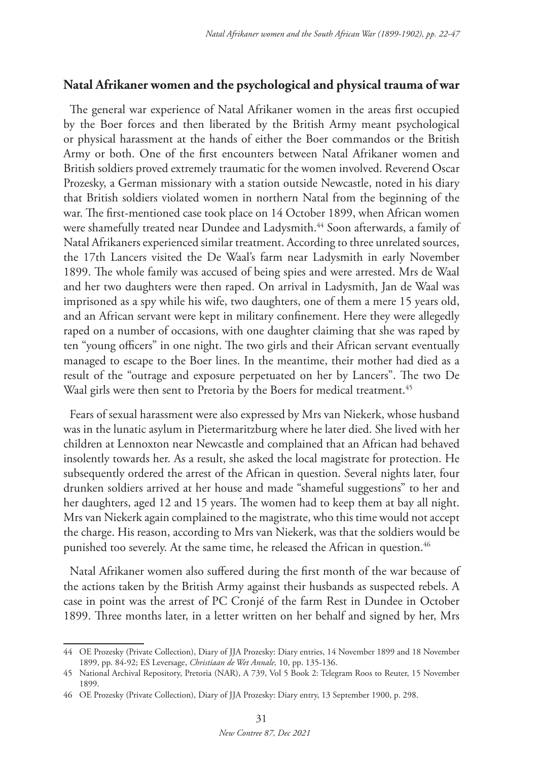## Natal Afrikaner women and the psychological and physical trauma of war

The general war experience of Natal Afrikaner women in the areas first occupied by the Boer forces and then liberated by the British Army meant psychological or physical harassment at the hands of either the Boer commandos or the British Army or both. One of the first encounters between Natal Afrikaner women and British soldiers proved extremely traumatic for the women involved. Reverend Oscar Prozesky, a German missionary with a station outside Newcastle, noted in his diary that British soldiers violated women in northern Natal from the beginning of the war. The first-mentioned case took place on 14 October 1899, when African women were shamefully treated near Dundee and Ladysmith.[44] Soon afterwards, a family of Natal Afrikaners experienced similar treatment. According to three unrelated sources, the 17th Lancers visited the De Waal's farm near Ladysmith in early November 1899. The whole family was accused of being spies and were arrested. Mrs de Waal and her two daughters were then raped. On arrival in Ladysmith, Jan de Waal was imprisoned as a spy while his wife, two daughters, one of them a mere 15 years old, and an African servant were kept in military confinement. Here they were allegedly raped on a number of occasions, with one daughter claiming that she was raped by ten "young officers" in one night. The two girls and their African servant eventually managed to escape to the Boer lines. In the meantime, their mother had died as a result of the "outrage and exposure perpetuated on her by Lancers". The two De Waal girls were then sent to Pretoria by the Boers for medical treatment.[45]

Fears of sexual harassment were also expressed by Mrs van Niekerk, whose husband was in the lunatic asylum in Pietermaritzburg where he later died. She lived with her children at Lennoxton near Newcastle and complained that an African had behaved insolently towards her. As a result, she asked the local magistrate for protection. He subsequently ordered the arrest of the African in question. Several nights later, four drunken soldiers arrived at her house and made "shameful suggestions" to her and her daughters, aged 12 and 15 years. The women had to keep them at bay all night. Mrs van Niekerk again complained to the magistrate, who this time would not accept the charge. His reason, according to Mrs van Niekerk, was that the soldiers would be punished too severely. At the same time, he released the African in question.[46]

Natal Afrikaner women also suffered during the first month of the war because of the actions taken by the British Army against their husbands as suspected rebels. A case in point was the arrest of PC Cronjé of the farm Rest in Dundee in October 1899. Three months later, in a letter written on her behalf and signed by her, Mrs

---

44 OE Prozesky (Private Collection), Diary of JJA Prozesky: Diary entries, 14 November 1899 and 18 November 1899, pp. 84-92; ES Leversage, *Christiaan de Wet Annale,* 10, pp. 135-136.

45 National Archival Repository, Pretoria (NAR), A 739, Vol 5 Book 2: Telegram Roos to Reuter, 15 November 1899.

46 OE Prozesky (Private Collection), Diary of JJA Prozesky: Diary entry, 13 September 1900, p. 298.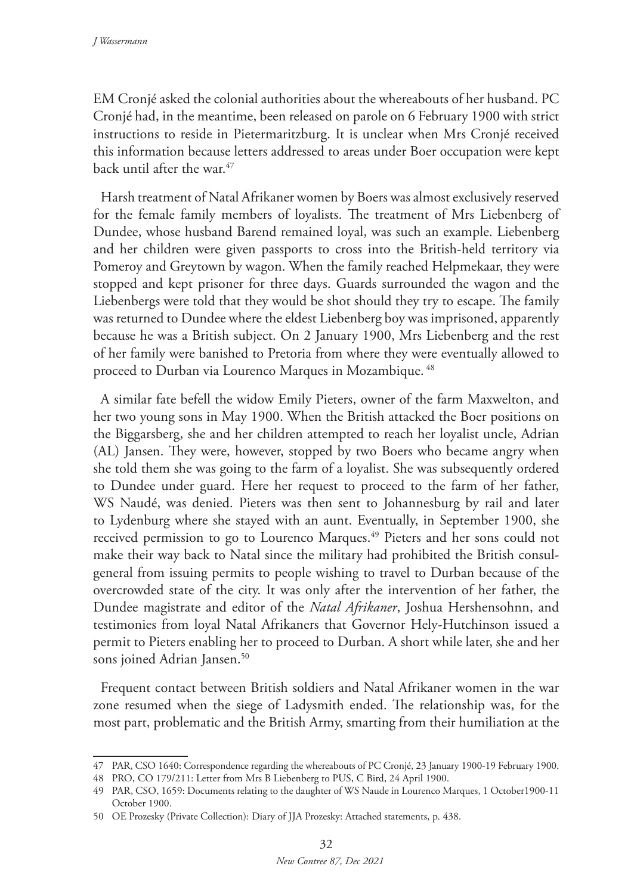EM Cronjé asked the colonial authorities about the whereabouts of her husband. PC Cronjé had, in the meantime, been released on parole on 6 February 1900 with strict instructions to reside in Pietermaritzburg. It is unclear when Mrs Cronjé received this information because letters addressed to areas under Boer occupation were kept back until after the war.[47]

Harsh treatment of Natal Afrikaner women by Boers was almost exclusively reserved for the female family members of loyalists. The treatment of Mrs Liebenberg of Dundee, whose husband Barend remained loyal, was such an example. Liebenberg and her children were given passports to cross into the British-held territory via Pomeroy and Greytown by wagon. When the family reached Helpmekaar, they were stopped and kept prisoner for three days. Guards surrounded the wagon and the Liebenbergs were told that they would be shot should they try to escape. The family was returned to Dundee where the eldest Liebenberg boy was imprisoned, apparently because he was a British subject. On 2 January 1900, Mrs Liebenberg and the rest of her family were banished to Pretoria from where they were eventually allowed to proceed to Durban via Lourenco Marques in Mozambique.[48]

A similar fate befell the widow Emily Pieters, owner of the farm Maxwelton, and her two young sons in May 1900. When the British attacked the Boer positions on the Biggarsberg, she and her children attempted to reach her loyalist uncle, Adrian (AL) Jansen. They were, however, stopped by two Boers who became angry when she told them she was going to the farm of a loyalist. She was subsequently ordered to Dundee under guard. Here her request to proceed to the farm of her father, WS Naudé, was denied. Pieters was then sent to Johannesburg by rail and later to Lydenburg where she stayed with an aunt. Eventually, in September 1900, she received permission to go to Lourenco Marques.[49] Pieters and her sons could not make their way back to Natal since the military had prohibited the British consul-general from issuing permits to people wishing to travel to Durban because of the overcrowded state of the city. It was only after the intervention of her father, the Dundee magistrate and editor of the *Natal Afrikaner*, Joshua Hershensohnn, and testimonies from loyal Natal Afrikaners that Governor Hely-Hutchinson issued a permit to Pieters enabling her to proceed to Durban. A short while later, she and her sons joined Adrian Jansen.[50]

Frequent contact between British soldiers and Natal Afrikaner women in the war zone resumed when the siege of Ladysmith ended. The relationship was, for the most part, problematic and the British Army, smarting from their humiliation at the

---

47 PAR, CSO 1640: Correspondence regarding the whereabouts of PC Cronjé, 23 January 1900-19 February 1900.

48 PRO, CO 179/211: Letter from Mrs B Liebenberg to PUS, C Bird, 24 April 1900.

49 PAR, CSO, 1659: Documents relating to the daughter of WS Naude in Lourenco Marques, 1 October1900-11 October 1900.

50 OE Prozesky (Private Collection): Diary of JJA Prozesky: Attached statements, p. 438.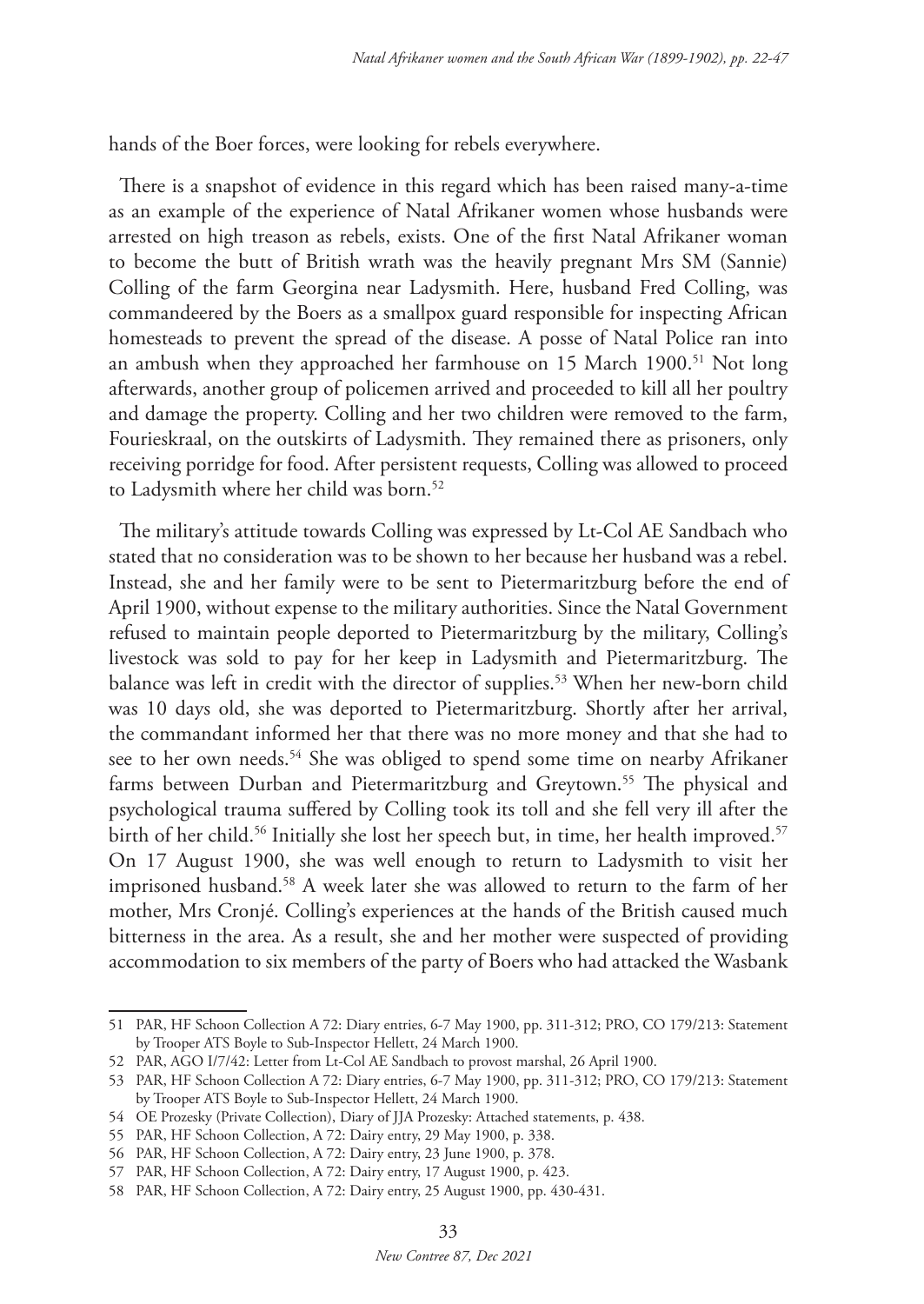hands of the Boer forces, were looking for rebels everywhere.

There is a snapshot of evidence in this regard which has been raised many-a-time as an example of the experience of Natal Afrikaner women whose husbands were arrested on high treason as rebels, exists. One of the first Natal Afrikaner woman to become the butt of British wrath was the heavily pregnant Mrs SM (Sannie) Colling of the farm Georgina near Ladysmith. Here, husband Fred Colling, was commandeered by the Boers as a smallpox guard responsible for inspecting African homesteads to prevent the spread of the disease. A posse of Natal Police ran into an ambush when they approached her farmhouse on 15 March 1900.[51] Not long afterwards, another group of policemen arrived and proceeded to kill all her poultry and damage the property. Colling and her two children were removed to the farm, Fourieskraal, on the outskirts of Ladysmith. They remained there as prisoners, only receiving porridge for food. After persistent requests, Colling was allowed to proceed to Ladysmith where her child was born.[52]

The military's attitude towards Colling was expressed by Lt-Col AE Sandbach who stated that no consideration was to be shown to her because her husband was a rebel. Instead, she and her family were to be sent to Pietermaritzburg before the end of April 1900, without expense to the military authorities. Since the Natal Government refused to maintain people deported to Pietermaritzburg by the military, Colling's livestock was sold to pay for her keep in Ladysmith and Pietermaritzburg. The balance was left in credit with the director of supplies.[53] When her new-born child was 10 days old, she was deported to Pietermaritzburg. Shortly after her arrival, the commandant informed her that there was no more money and that she had to see to her own needs.[54] She was obliged to spend some time on nearby Afrikaner farms between Durban and Pietermaritzburg and Greytown.[55] The physical and psychological trauma suffered by Colling took its toll and she fell very ill after the birth of her child.[56] Initially she lost her speech but, in time, her health improved.[57] On 17 August 1900, she was well enough to return to Ladysmith to visit her imprisoned husband.[58] A week later she was allowed to return to the farm of her mother, Mrs Cronjé. Colling's experiences at the hands of the British caused much bitterness in the area. As a result, she and her mother were suspected of providing accommodation to six members of the party of Boers who had attacked the Wasbank

---

51 PAR, HF Schoon Collection A 72: Diary entries, 6-7 May 1900, pp. 311-312; PRO, CO 179/213: Statement by Trooper ATS Boyle to Sub-Inspector Hellett, 24 March 1900.

52 PAR, AGO I/7/42: Letter from Lt-Col AE Sandbach to provost marshal, 26 April 1900.

53 PAR, HF Schoon Collection A 72: Diary entries, 6-7 May 1900, pp. 311-312; PRO, CO 179/213: Statement by Trooper ATS Boyle to Sub-Inspector Hellett, 24 March 1900.

54 OE Prozesky (Private Collection), Diary of JJA Prozesky: Attached statements, p. 438.

55 PAR, HF Schoon Collection, A 72: Dairy entry, 29 May 1900, p. 338.

56 PAR, HF Schoon Collection, A 72: Dairy entry, 23 June 1900, p. 378.

57 PAR, HF Schoon Collection, A 72: Dairy entry, 17 August 1900, p. 423.

58 PAR, HF Schoon Collection, A 72: Dairy entry, 25 August 1900, pp. 430-431.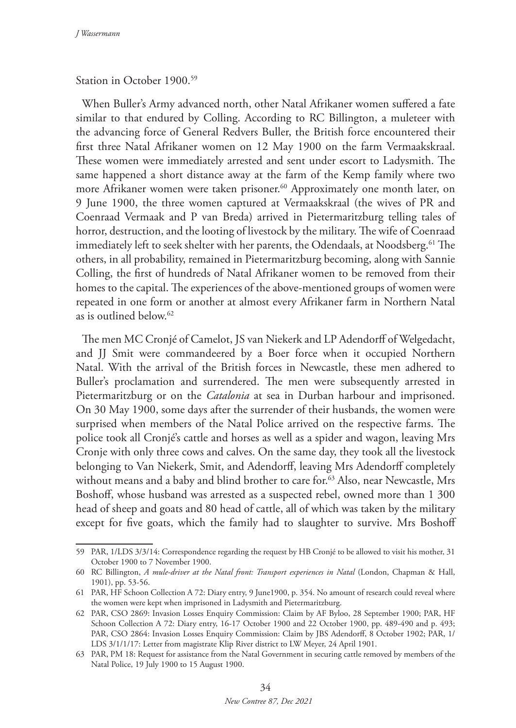Station in October 1900.[59]

When Buller's Army advanced north, other Natal Afrikaner women suffered a fate similar to that endured by Colling. According to RC Billington, a muleteer with the advancing force of General Redvers Buller, the British force encountered their first three Natal Afrikaner women on 12 May 1900 on the farm Vermaakskraal. These women were immediately arrested and sent under escort to Ladysmith. The same happened a short distance away at the farm of the Kemp family where two more Afrikaner women were taken prisoner.[60] Approximately one month later, on 9 June 1900, the three women captured at Vermaakskraal (the wives of PR and Coenraad Vermaak and P van Breda) arrived in Pietermaritzburg telling tales of horror, destruction, and the looting of livestock by the military. The wife of Coenraad immediately left to seek shelter with her parents, the Odendaals, at Noodsberg.[61] The others, in all probability, remained in Pietermaritzburg becoming, along with Sannie Colling, the first of hundreds of Natal Afrikaner women to be removed from their homes to the capital. The experiences of the above-mentioned groups of women were repeated in one form or another at almost every Afrikaner farm in Northern Natal as is outlined below.[62]

The men MC Cronjé of Camelot, JS van Niekerk and LP Adendorff of Welgedacht, and JJ Smit were commandeered by a Boer force when it occupied Northern Natal. With the arrival of the British forces in Newcastle, these men adhered to Buller's proclamation and surrendered. The men were subsequently arrested in Pietermaritzburg or on the *Catalonia* at sea in Durban harbour and imprisoned. On 30 May 1900, some days after the surrender of their husbands, the women were surprised when members of the Natal Police arrived on the respective farms. The police took all Cronjé's cattle and horses as well as a spider and wagon, leaving Mrs Cronje with only three cows and calves. On the same day, they took all the livestock belonging to Van Niekerk, Smit, and Adendorff, leaving Mrs Adendorff completely without means and a baby and blind brother to care for.[63] Also, near Newcastle, Mrs Boshoff, whose husband was arrested as a suspected rebel, owned more than 1 300 head of sheep and goats and 80 head of cattle, all of which was taken by the military except for five goats, which the family had to slaughter to survive. Mrs Boshoff

---

59 PAR, 1/LDS 3/3/14: Correspondence regarding the request by HB Cronjé to be allowed to visit his mother, 31 October 1900 to 7 November 1900.

60 RC Billington, *A mule-driver at the Natal front: Transport experiences in Natal* (London, Chapman & Hall, 1901), pp. 53-56.

61 PAR, HF Schoon Collection A 72: Diary entry, 9 June1900, p. 354. No amount of research could reveal where the women were kept when imprisoned in Ladysmith and Pietermaritzburg.

62 PAR, CSO 2869: Invasion Losses Enquiry Commission: Claim by AF Byloo, 28 September 1900; PAR, HF Schoon Collection A 72: Diary entry, 16-17 October 1900 and 22 October 1900, pp. 489-490 and p. 493; PAR, CSO 2864: Invasion Losses Enquiry Commission: Claim by JBS Adendorff, 8 October 1902; PAR, 1/ LDS 3/1/1/17: Letter from magistrate Klip River district to LW Meyer, 24 April 1901.

63 PAR, PM 18: Request for assistance from the Natal Government in securing cattle removed by members of the Natal Police, 19 July 1900 to 15 August 1900.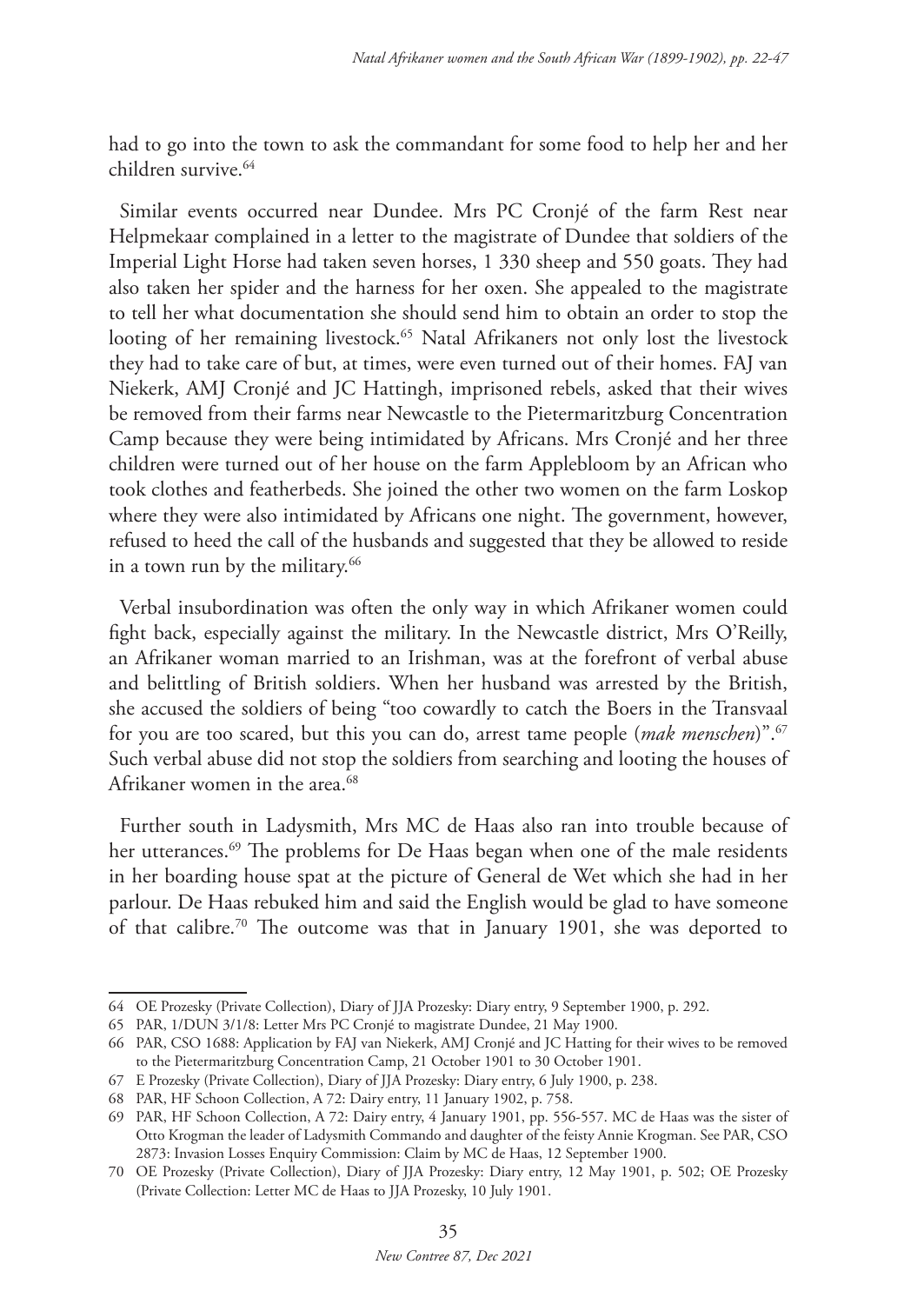had to go into the town to ask the commandant for some food to help her and her children survive.[64]

Similar events occurred near Dundee. Mrs PC Cronjé of the farm Rest near Helpmekaar complained in a letter to the magistrate of Dundee that soldiers of the Imperial Light Horse had taken seven horses, 1 330 sheep and 550 goats. They had also taken her spider and the harness for her oxen. She appealed to the magistrate to tell her what documentation she should send him to obtain an order to stop the looting of her remaining livestock.[65] Natal Afrikaners not only lost the livestock they had to take care of but, at times, were even turned out of their homes. FAJ van Niekerk, AMJ Cronjé and JC Hattingh, imprisoned rebels, asked that their wives be removed from their farms near Newcastle to the Pietermaritzburg Concentration Camp because they were being intimidated by Africans. Mrs Cronjé and her three children were turned out of her house on the farm Applebloom by an African who took clothes and featherbeds. She joined the other two women on the farm Loskop where they were also intimidated by Africans one night. The government, however, refused to heed the call of the husbands and suggested that they be allowed to reside in a town run by the military.[66]

Verbal insubordination was often the only way in which Afrikaner women could fight back, especially against the military. In the Newcastle district, Mrs O'Reilly, an Afrikaner woman married to an Irishman, was at the forefront of verbal abuse and belittling of British soldiers. When her husband was arrested by the British, she accused the soldiers of being "too cowardly to catch the Boers in the Transvaal for you are too scared, but this you can do, arrest tame people (*mak menschen*)".[67] Such verbal abuse did not stop the soldiers from searching and looting the houses of Afrikaner women in the area.[68]

Further south in Ladysmith, Mrs MC de Haas also ran into trouble because of her utterances.[69] The problems for De Haas began when one of the male residents in her boarding house spat at the picture of General de Wet which she had in her parlour. De Haas rebuked him and said the English would be glad to have someone of that calibre.[70] The outcome was that in January 1901, she was deported to

---

64 OE Prozesky (Private Collection), Diary of JJA Prozesky: Diary entry, 9 September 1900, p. 292.

65 PAR, 1/DUN 3/1/8: Letter Mrs PC Cronjé to magistrate Dundee, 21 May 1900.

66 PAR, CSO 1688: Application by FAJ van Niekerk, AMJ Cronjé and JC Hatting for their wives to be removed to the Pietermaritzburg Concentration Camp, 21 October 1901 to 30 October 1901.

67 E Prozesky (Private Collection), Diary of JJA Prozesky: Diary entry, 6 July 1900, p. 238.

68 PAR, HF Schoon Collection, A 72: Dairy entry, 11 January 1902, p. 758.

69 PAR, HF Schoon Collection, A 72: Dairy entry, 4 January 1901, pp. 556-557. MC de Haas was the sister of Otto Krogman the leader of Ladysmith Commando and daughter of the feisty Annie Krogman. See PAR, CSO 2873: Invasion Losses Enquiry Commission: Claim by MC de Haas, 12 September 1900.

70 OE Prozesky (Private Collection), Diary of JJA Prozesky: Diary entry, 12 May 1901, p. 502; OE Prozesky (Private Collection: Letter MC de Haas to JJA Prozesky, 10 July 1901.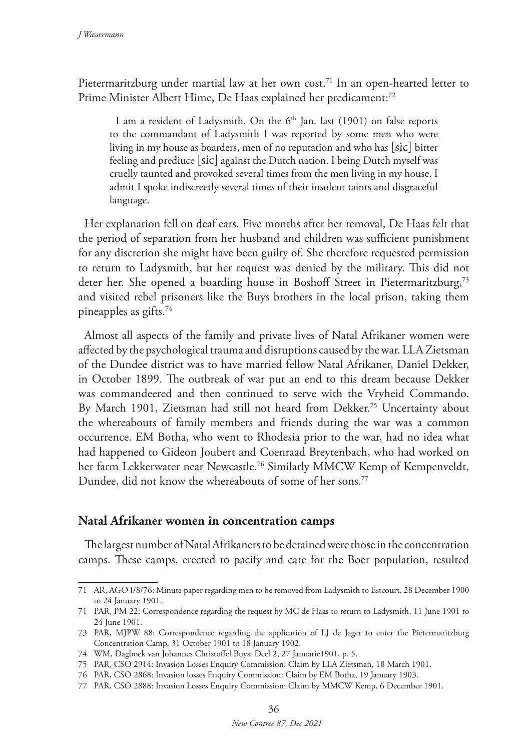Pietermaritzburg under martial law at her own cost.[71] In an open-hearted letter to Prime Minister Albert Hime, De Haas explained her predicament:[72]

> I am a resident of Ladysmith. On the 6th Jan. last (1901) on false reports to the commandant of Ladysmith I was reported by some men who were living in my house as boarders, men of no reputation and who has [sic] bitter feeling and prediuce [sic] against the Dutch nation. I being Dutch myself was cruelly taunted and provoked several times from the men living in my house. I admit I spoke indiscreetly several times of their insolent taints and disgraceful language.

Her explanation fell on deaf ears. Five months after her removal, De Haas felt that the period of separation from her husband and children was sufficient punishment for any discretion she might have been guilty of. She therefore requested permission to return to Ladysmith, but her request was denied by the military. This did not deter her. She opened a boarding house in Boshoff Street in Pietermaritzburg,[73] and visited rebel prisoners like the Buys brothers in the local prison, taking them pineapples as gifts.[74]

Almost all aspects of the family and private lives of Natal Afrikaner women were affected by the psychological trauma and disruptions caused by the war. LLA Zietsman of the Dundee district was to have married fellow Natal Afrikaner, Daniel Dekker, in October 1899. The outbreak of war put an end to this dream because Dekker was commandeered and then continued to serve with the Vryheid Commando. By March 1901, Zietsman had still not heard from Dekker.[75] Uncertainty about the whereabouts of family members and friends during the war was a common occurrence. EM Botha, who went to Rhodesia prior to the war, had no idea what had happened to Gideon Joubert and Coenraad Breytenbach, who had worked on her farm Lekkerwater near Newcastle.[76] Similarly MMCW Kemp of Kempenveldt, Dundee, did not know the whereabouts of some of her sons.[77]

## Natal Afrikaner women in concentration camps

The largest number of Natal Afrikaners to be detained were those in the concentration camps. These camps, erected to pacify and care for the Boer population, resulted

---

71 AR, AGO I/8/76: Minute paper regarding men to be removed from Ladysmith to Estcourt, 28 December 1900 to 24 January 1901.

71 PAR, PM 22: Correspondence regarding the request by MC de Haas to return to Ladysmith, 11 June 1901 to 24 June 1901.

73 PAR, MJPW 88: Correspondence regarding the application of LJ de Jager to enter the Pietermaritzburg Concentration Camp, 31 October 1901 to 18 January 1902.

74 WM, Dagboek van Johannes Christoffel Buys: Deel 2, 27 Januarie1901, p. 5.

75 PAR, CSO 2914: Invasion Losses Enquiry Commission: Claim by LLA Zietsman, 18 March 1901.

76 PAR, CSO 2868: Invasion losses Enquiry Commission: Claim by EM Botha, 19 January 1903.

77 PAR, CSO 2888: Invasion Losses Enquiry Commission: Claim by MMCW Kemp, 6 December 1901.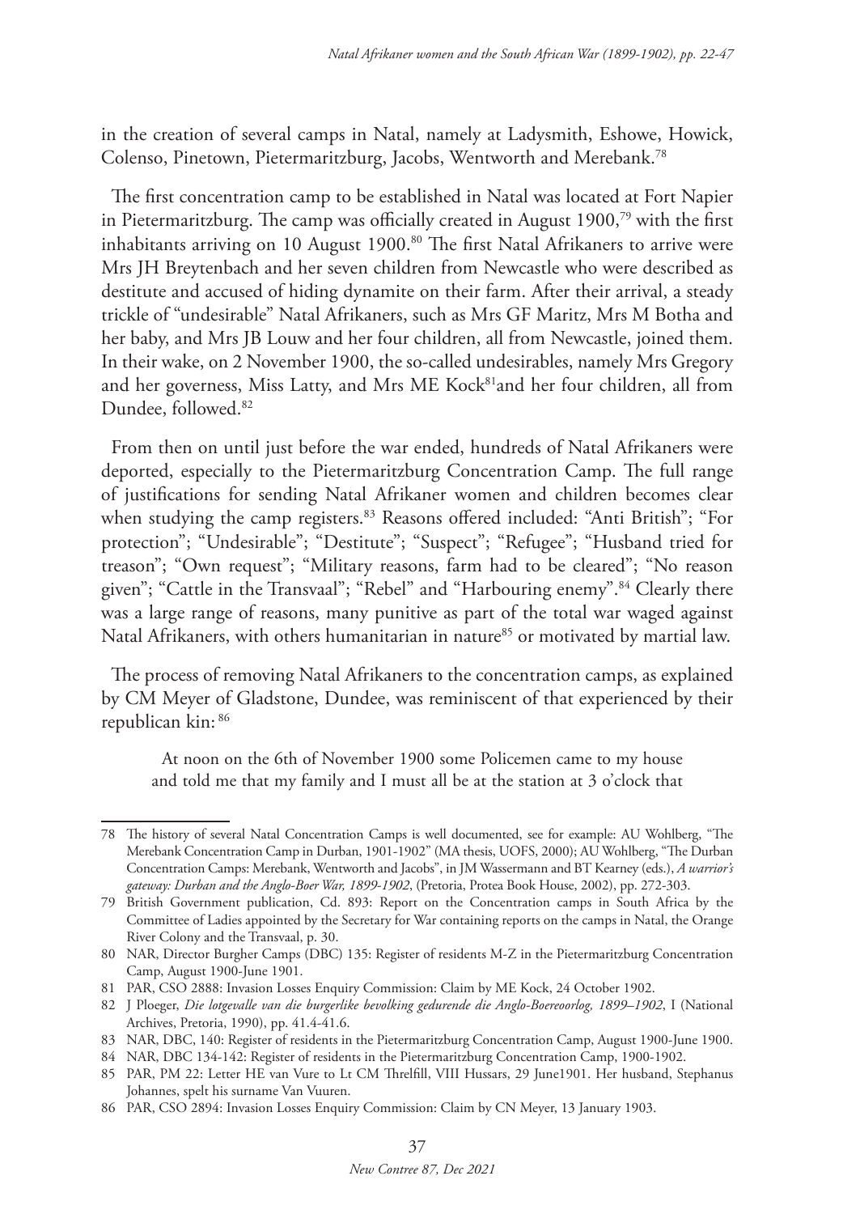in the creation of several camps in Natal, namely at Ladysmith, Eshowe, Howick, Colenso, Pinetown, Pietermaritzburg, Jacobs, Wentworth and Merebank.[78]

The first concentration camp to be established in Natal was located at Fort Napier in Pietermaritzburg. The camp was officially created in August 1900,[79] with the first inhabitants arriving on 10 August 1900.[80] The first Natal Afrikaners to arrive were Mrs JH Breytenbach and her seven children from Newcastle who were described as destitute and accused of hiding dynamite on their farm. After their arrival, a steady trickle of "undesirable" Natal Afrikaners, such as Mrs GF Maritz, Mrs M Botha and her baby, and Mrs JB Louw and her four children, all from Newcastle, joined them. In their wake, on 2 November 1900, the so-called undesirables, namely Mrs Gregory and her governess, Miss Latty, and Mrs ME Kock[81]and her four children, all from Dundee, followed.[82]

From then on until just before the war ended, hundreds of Natal Afrikaners were deported, especially to the Pietermaritzburg Concentration Camp. The full range of justifications for sending Natal Afrikaner women and children becomes clear when studying the camp registers.[83] Reasons offered included: "Anti British"; "For protection"; "Undesirable"; "Destitute"; "Suspect"; "Refugee"; "Husband tried for treason"; "Own request"; "Military reasons, farm had to be cleared"; "No reason given"; "Cattle in the Transvaal"; "Rebel" and "Harbouring enemy".[84] Clearly there was a large range of reasons, many punitive as part of the total war waged against Natal Afrikaners, with others humanitarian in nature[85] or motivated by martial law.

The process of removing Natal Afrikaners to the concentration camps, as explained by CM Meyer of Gladstone, Dundee, was reminiscent of that experienced by their republican kin: [86]

> At noon on the 6th of November 1900 some Policemen came to my house and told me that my family and I must all be at the station at 3 o'clock that

---

78 The history of several Natal Concentration Camps is well documented, see for example: AU Wohlberg, "The Merebank Concentration Camp in Durban, 1901-1902" (MA thesis, UOFS, 2000); AU Wohlberg, "The Durban Concentration Camps: Merebank, Wentworth and Jacobs", in JM Wassermann and BT Kearney (eds.), *A warrior's gateway: Durban and the Anglo-Boer War, 1899-1902*, (Pretoria, Protea Book House, 2002), pp. 272-303.

79 British Government publication, Cd. 893: Report on the Concentration camps in South Africa by the Committee of Ladies appointed by the Secretary for War containing reports on the camps in Natal, the Orange River Colony and the Transvaal, p. 30.

80 NAR, Director Burgher Camps (DBC) 135: Register of residents M-Z in the Pietermaritzburg Concentration Camp, August 1900-June 1901.

81 PAR, CSO 2888: Invasion Losses Enquiry Commission: Claim by ME Kock, 24 October 1902.

82 J Ploeger, *Die lotgevalle van die burgerlike bevolking gedurende die Anglo-Boereoorlog, 1899–1902*, I (National Archives, Pretoria, 1990), pp. 41.4-41.6.

83 NAR, DBC, 140: Register of residents in the Pietermaritzburg Concentration Camp, August 1900-June 1900.

84 NAR, DBC 134-142: Register of residents in the Pietermaritzburg Concentration Camp, 1900-1902.

85 PAR, PM 22: Letter HE van Vure to Lt CM Threlfill, VIII Hussars, 29 June1901. Her husband, Stephanus Johannes, spelt his surname Van Vuuren.

86 PAR, CSO 2894: Invasion Losses Enquiry Commission: Claim by CN Meyer, 13 January 1903.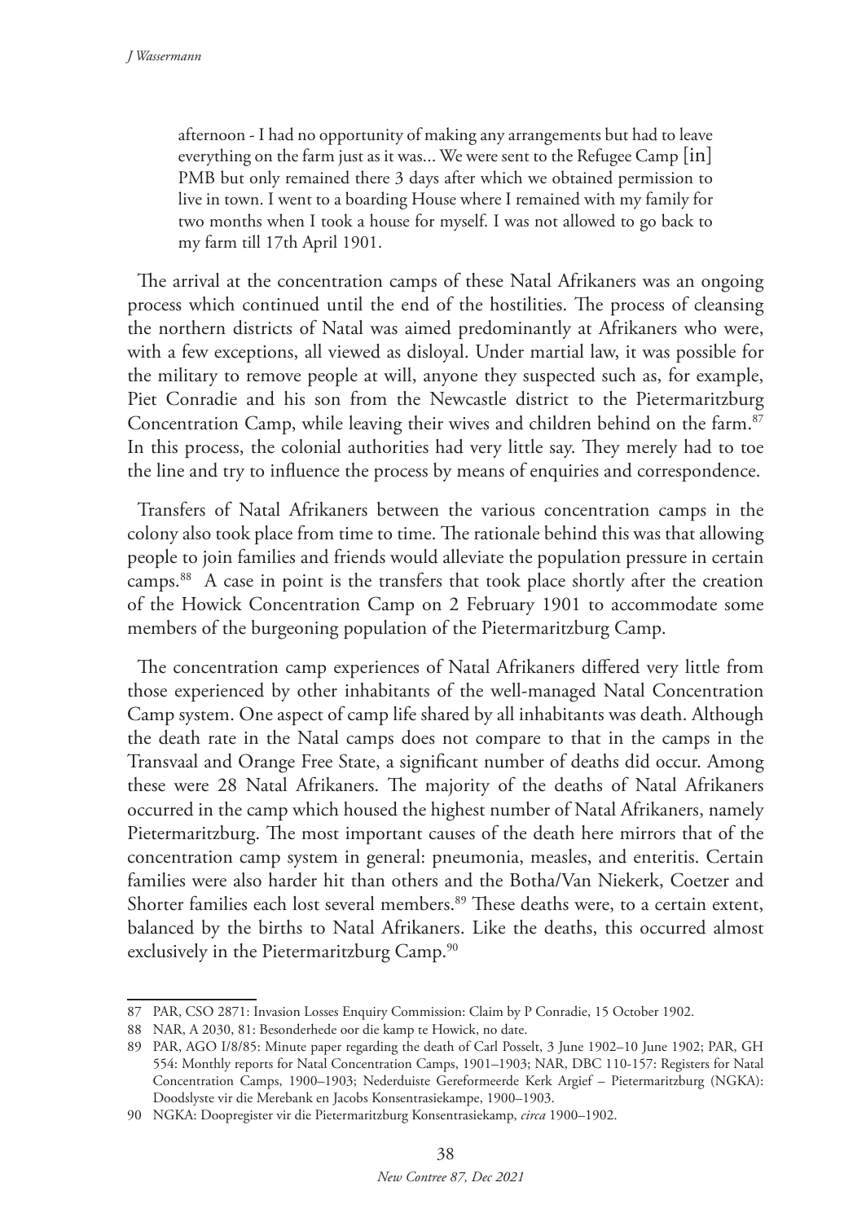> afternoon - I had no opportunity of making any arrangements but had to leave everything on the farm just as it was... We were sent to the Refugee Camp [in] PMB but only remained there 3 days after which we obtained permission to live in town. I went to a boarding House where I remained with my family for two months when I took a house for myself. I was not allowed to go back to my farm till 17th April 1901.

The arrival at the concentration camps of these Natal Afrikaners was an ongoing process which continued until the end of the hostilities. The process of cleansing the northern districts of Natal was aimed predominantly at Afrikaners who were, with a few exceptions, all viewed as disloyal. Under martial law, it was possible for the military to remove people at will, anyone they suspected such as, for example, Piet Conradie and his son from the Newcastle district to the Pietermaritzburg Concentration Camp, while leaving their wives and children behind on the farm.[87] In this process, the colonial authorities had very little say. They merely had to toe the line and try to influence the process by means of enquiries and correspondence.

Transfers of Natal Afrikaners between the various concentration camps in the colony also took place from time to time. The rationale behind this was that allowing people to join families and friends would alleviate the population pressure in certain camps.[88] A case in point is the transfers that took place shortly after the creation of the Howick Concentration Camp on 2 February 1901 to accommodate some members of the burgeoning population of the Pietermaritzburg Camp.

The concentration camp experiences of Natal Afrikaners differed very little from those experienced by other inhabitants of the well-managed Natal Concentration Camp system. One aspect of camp life shared by all inhabitants was death. Although the death rate in the Natal camps does not compare to that in the camps in the Transvaal and Orange Free State, a significant number of deaths did occur. Among these were 28 Natal Afrikaners. The majority of the deaths of Natal Afrikaners occurred in the camp which housed the highest number of Natal Afrikaners, namely Pietermaritzburg. The most important causes of the death here mirrors that of the concentration camp system in general: pneumonia, measles, and enteritis. Certain families were also harder hit than others and the Botha/Van Niekerk, Coetzer and Shorter families each lost several members.[89] These deaths were, to a certain extent, balanced by the births to Natal Afrikaners. Like the deaths, this occurred almost exclusively in the Pietermaritzburg Camp.[90]

---

87 PAR, CSO 2871: Invasion Losses Enquiry Commission: Claim by P Conradie, 15 October 1902.

88 NAR, A 2030, 81: Besonderhede oor die kamp te Howick, no date.

89 PAR, AGO I/8/85: Minute paper regarding the death of Carl Posselt, 3 June 1902–10 June 1902; PAR, GH 554: Monthly reports for Natal Concentration Camps, 1901–1903; NAR, DBC 110-157: Registers for Natal Concentration Camps, 1900–1903; Nederduiste Gereformeerde Kerk Argief – Pietermaritzburg (NGKA): Doodslyste vir die Merebank en Jacobs Konsentrasiekampe, 1900–1903.

90 NGKA: Doopregister vir die Pietermaritzburg Konsentrasiekamp, *circa* 1900–1902.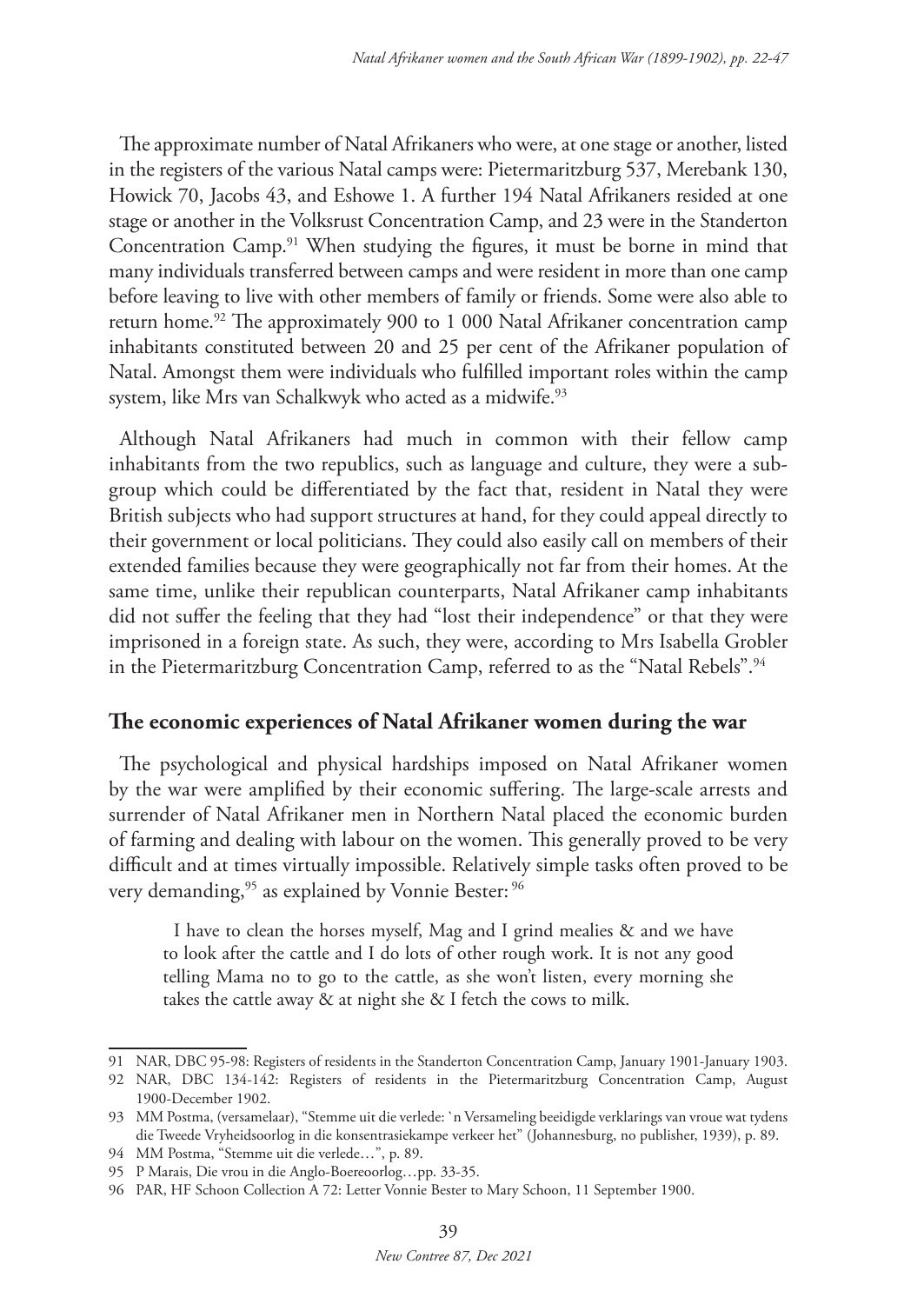The approximate number of Natal Afrikaners who were, at one stage or another, listed in the registers of the various Natal camps were: Pietermaritzburg 537, Merebank 130, Howick 70, Jacobs 43, and Eshowe 1. A further 194 Natal Afrikaners resided at one stage or another in the Volksrust Concentration Camp, and 23 were in the Standerton Concentration Camp.[91] When studying the figures, it must be borne in mind that many individuals transferred between camps and were resident in more than one camp before leaving to live with other members of family or friends. Some were also able to return home.[92] The approximately 900 to 1 000 Natal Afrikaner concentration camp inhabitants constituted between 20 and 25 per cent of the Afrikaner population of Natal. Amongst them were individuals who fulfilled important roles within the camp system, like Mrs van Schalkwyk who acted as a midwife.[93]

Although Natal Afrikaners had much in common with their fellow camp inhabitants from the two republics, such as language and culture, they were a sub-group which could be differentiated by the fact that, resident in Natal they were British subjects who had support structures at hand, for they could appeal directly to their government or local politicians. They could also easily call on members of their extended families because they were geographically not far from their homes. At the same time, unlike their republican counterparts, Natal Afrikaner camp inhabitants did not suffer the feeling that they had "lost their independence" or that they were imprisoned in a foreign state. As such, they were, according to Mrs Isabella Grobler in the Pietermaritzburg Concentration Camp, referred to as the "Natal Rebels".[94]

## The economic experiences of Natal Afrikaner women during the war

The psychological and physical hardships imposed on Natal Afrikaner women by the war were amplified by their economic suffering. The large-scale arrests and surrender of Natal Afrikaner men in Northern Natal placed the economic burden of farming and dealing with labour on the women. This generally proved to be very difficult and at times virtually impossible. Relatively simple tasks often proved to be very demanding,[95] as explained by Vonnie Bester: [96]

> I have to clean the horses myself, Mag and I grind mealies & and we have to look after the cattle and I do lots of other rough work. It is not any good telling Mama no to go to the cattle, as she won't listen, every morning she takes the cattle away & at night she & I fetch the cows to milk.

---

91 NAR, DBC 95-98: Registers of residents in the Standerton Concentration Camp, January 1901-January 1903.

92 NAR, DBC 134-142: Registers of residents in the Pietermaritzburg Concentration Camp, August 1900-December 1902.

93 MM Postma, (versamelaar), "Stemme uit die verlede: `n Versameling beeidigde verklarings van vroue wat tydens die Tweede Vryheidsoorlog in die konsentrasiekampe verkeer het" (Johannesburg, no publisher, 1939), p. 89.

94 MM Postma, "Stemme uit die verlede…", p. 89.

95 P Marais, Die vrou in die Anglo-Boereoorlog…pp. 33-35.

96 PAR, HF Schoon Collection A 72: Letter Vonnie Bester to Mary Schoon, 11 September 1900.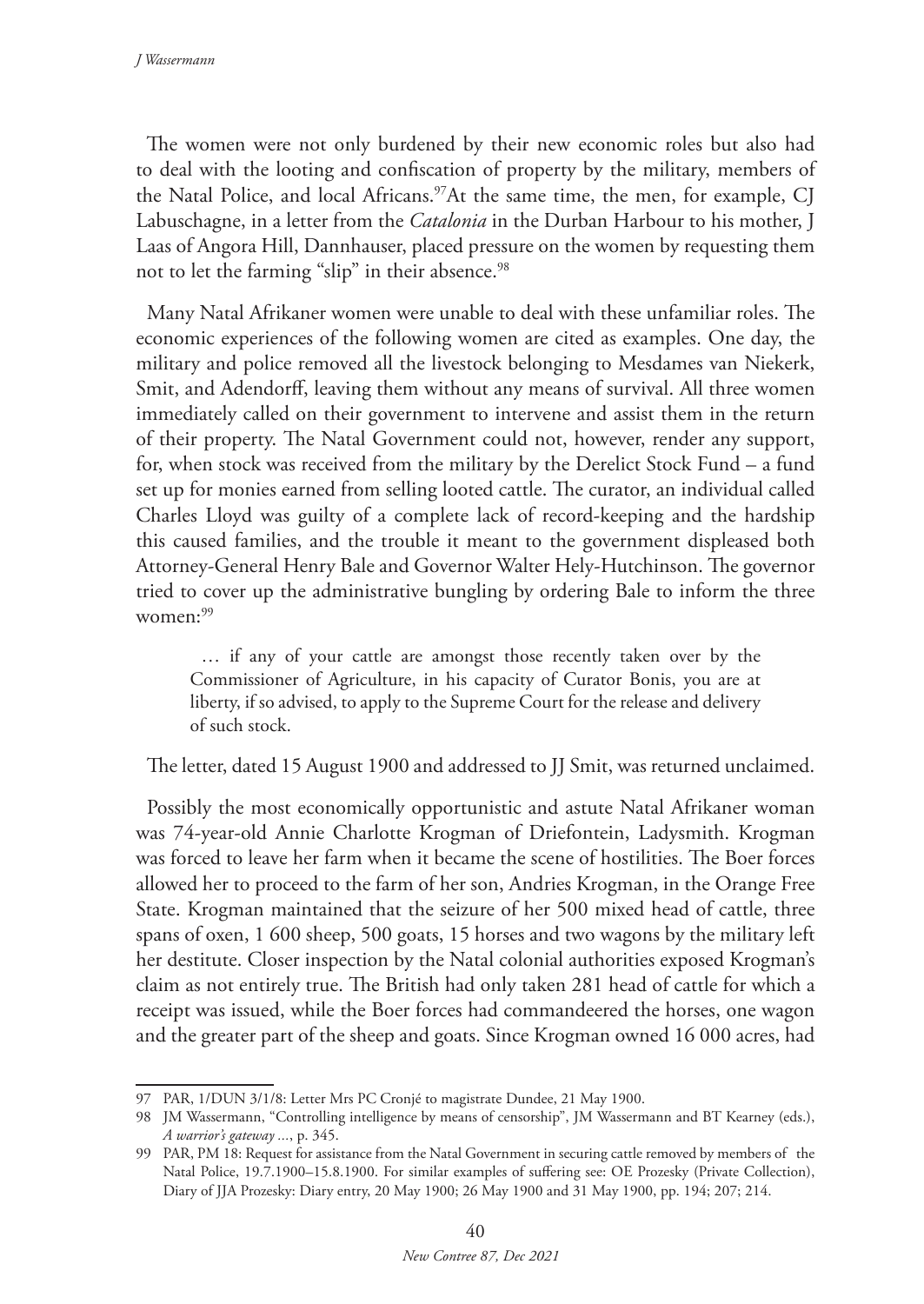The women were not only burdened by their new economic roles but also had to deal with the looting and confiscation of property by the military, members of the Natal Police, and local Africans.[97]At the same time, the men, for example, CJ Labuschagne, in a letter from the *Catalonia* in the Durban Harbour to his mother, J Laas of Angora Hill, Dannhauser, placed pressure on the women by requesting them not to let the farming "slip" in their absence.[98]

Many Natal Afrikaner women were unable to deal with these unfamiliar roles. The economic experiences of the following women are cited as examples. One day, the military and police removed all the livestock belonging to Mesdames van Niekerk, Smit, and Adendorff, leaving them without any means of survival. All three women immediately called on their government to intervene and assist them in the return of their property. The Natal Government could not, however, render any support, for, when stock was received from the military by the Derelict Stock Fund – a fund set up for monies earned from selling looted cattle. The curator, an individual called Charles Lloyd was guilty of a complete lack of record-keeping and the hardship this caused families, and the trouble it meant to the government displeased both Attorney-General Henry Bale and Governor Walter Hely-Hutchinson. The governor tried to cover up the administrative bungling by ordering Bale to inform the three women:[99]

> … if any of your cattle are amongst those recently taken over by the Commissioner of Agriculture, in his capacity of Curator Bonis, you are at liberty, if so advised, to apply to the Supreme Court for the release and delivery of such stock.

The letter, dated 15 August 1900 and addressed to JJ Smit, was returned unclaimed.

Possibly the most economically opportunistic and astute Natal Afrikaner woman was 74-year-old Annie Charlotte Krogman of Driefontein, Ladysmith. Krogman was forced to leave her farm when it became the scene of hostilities. The Boer forces allowed her to proceed to the farm of her son, Andries Krogman, in the Orange Free State. Krogman maintained that the seizure of her 500 mixed head of cattle, three spans of oxen, 1 600 sheep, 500 goats, 15 horses and two wagons by the military left her destitute. Closer inspection by the Natal colonial authorities exposed Krogman's claim as not entirely true. The British had only taken 281 head of cattle for which a receipt was issued, while the Boer forces had commandeered the horses, one wagon and the greater part of the sheep and goats. Since Krogman owned 16 000 acres, had

---

97 PAR, 1/DUN 3/1/8: Letter Mrs PC Cronjé to magistrate Dundee, 21 May 1900.

98 JM Wassermann, "Controlling intelligence by means of censorship", JM Wassermann and BT Kearney (eds.), *A warrior's gateway ...*, p. 345.

99 PAR, PM 18: Request for assistance from the Natal Government in securing cattle removed by members of the Natal Police, 19.7.1900–15.8.1900. For similar examples of suffering see: OE Prozesky (Private Collection), Diary of JJA Prozesky: Diary entry, 20 May 1900; 26 May 1900 and 31 May 1900, pp. 194; 207; 214.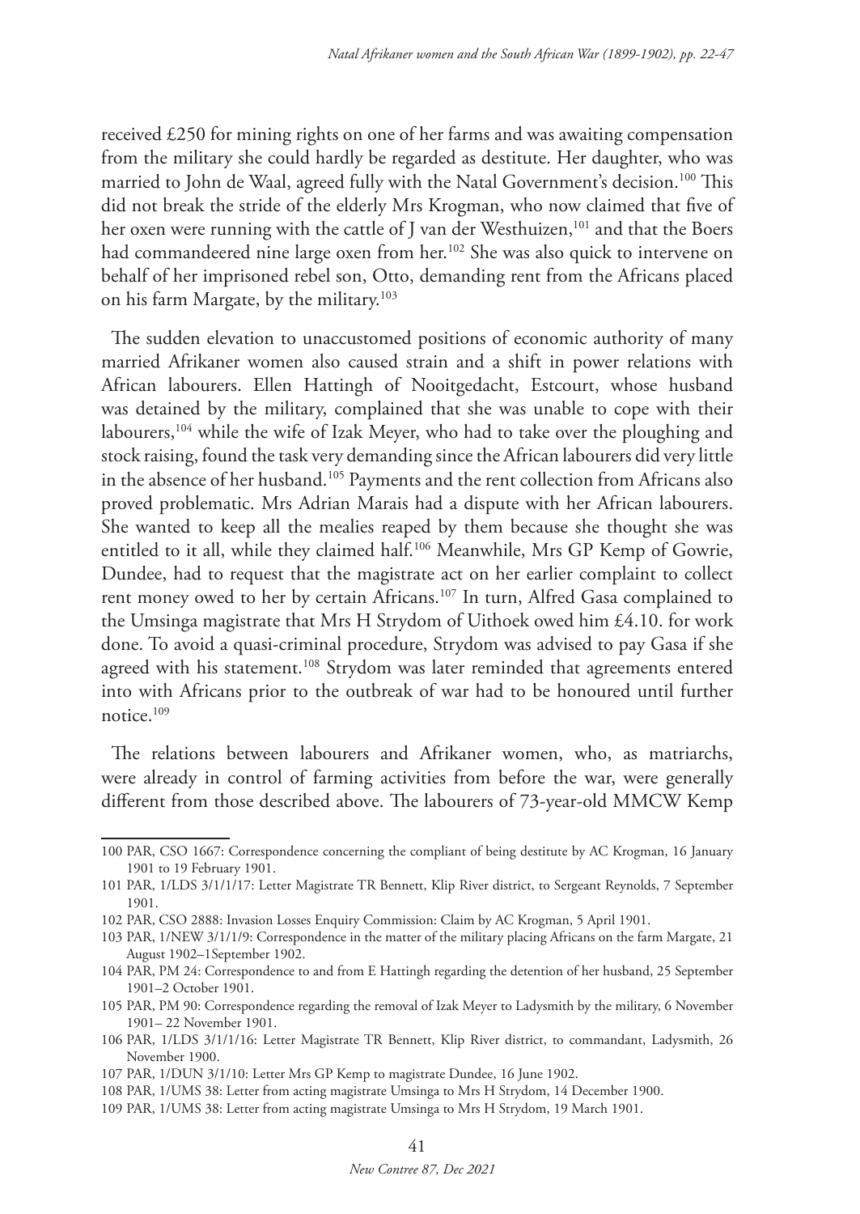received £250 for mining rights on one of her farms and was awaiting compensation from the military she could hardly be regarded as destitute. Her daughter, who was married to John de Waal, agreed fully with the Natal Government's decision.[100] This did not break the stride of the elderly Mrs Krogman, who now claimed that five of her oxen were running with the cattle of J van der Westhuizen,[101] and that the Boers had commandeered nine large oxen from her.[102] She was also quick to intervene on behalf of her imprisoned rebel son, Otto, demanding rent from the Africans placed on his farm Margate, by the military.[103]

The sudden elevation to unaccustomed positions of economic authority of many married Afrikaner women also caused strain and a shift in power relations with African labourers. Ellen Hattingh of Nooitgedacht, Estcourt, whose husband was detained by the military, complained that she was unable to cope with their labourers,[104] while the wife of Izak Meyer, who had to take over the ploughing and stock raising, found the task very demanding since the African labourers did very little in the absence of her husband.[105] Payments and the rent collection from Africans also proved problematic. Mrs Adrian Marais had a dispute with her African labourers. She wanted to keep all the mealies reaped by them because she thought she was entitled to it all, while they claimed half.[106] Meanwhile, Mrs GP Kemp of Gowrie, Dundee, had to request that the magistrate act on her earlier complaint to collect rent money owed to her by certain Africans.[107] In turn, Alfred Gasa complained to the Umsinga magistrate that Mrs H Strydom of Uithoek owed him £4.10. for work done. To avoid a quasi-criminal procedure, Strydom was advised to pay Gasa if she agreed with his statement.[108] Strydom was later reminded that agreements entered into with Africans prior to the outbreak of war had to be honoured until further notice.[109]

The relations between labourers and Afrikaner women, who, as matriarchs, were already in control of farming activities from before the war, were generally different from those described above. The labourers of 73-year-old MMCW Kemp

---

100 PAR, CSO 1667: Correspondence concerning the compliant of being destitute by AC Krogman, 16 January 1901 to 19 February 1901.

101 PAR, 1/LDS 3/1/1/17: Letter Magistrate TR Bennett, Klip River district, to Sergeant Reynolds, 7 September 1901.

102 PAR, CSO 2888: Invasion Losses Enquiry Commission: Claim by AC Krogman, 5 April 1901.

103 PAR, 1/NEW 3/1/1/9: Correspondence in the matter of the military placing Africans on the farm Margate, 21 August 1902–1September 1902.

104 PAR, PM 24: Correspondence to and from E Hattingh regarding the detention of her husband, 25 September 1901–2 October 1901.

105 PAR, PM 90: Correspondence regarding the removal of Izak Meyer to Ladysmith by the military, 6 November 1901– 22 November 1901.

106 PAR, 1/LDS 3/1/1/16: Letter Magistrate TR Bennett, Klip River district, to commandant, Ladysmith, 26 November 1900.

107 PAR, 1/DUN 3/1/10: Letter Mrs GP Kemp to magistrate Dundee, 16 June 1902.

108 PAR, 1/UMS 38: Letter from acting magistrate Umsinga to Mrs H Strydom, 14 December 1900.

109 PAR, 1/UMS 38: Letter from acting magistrate Umsinga to Mrs H Strydom, 19 March 1901.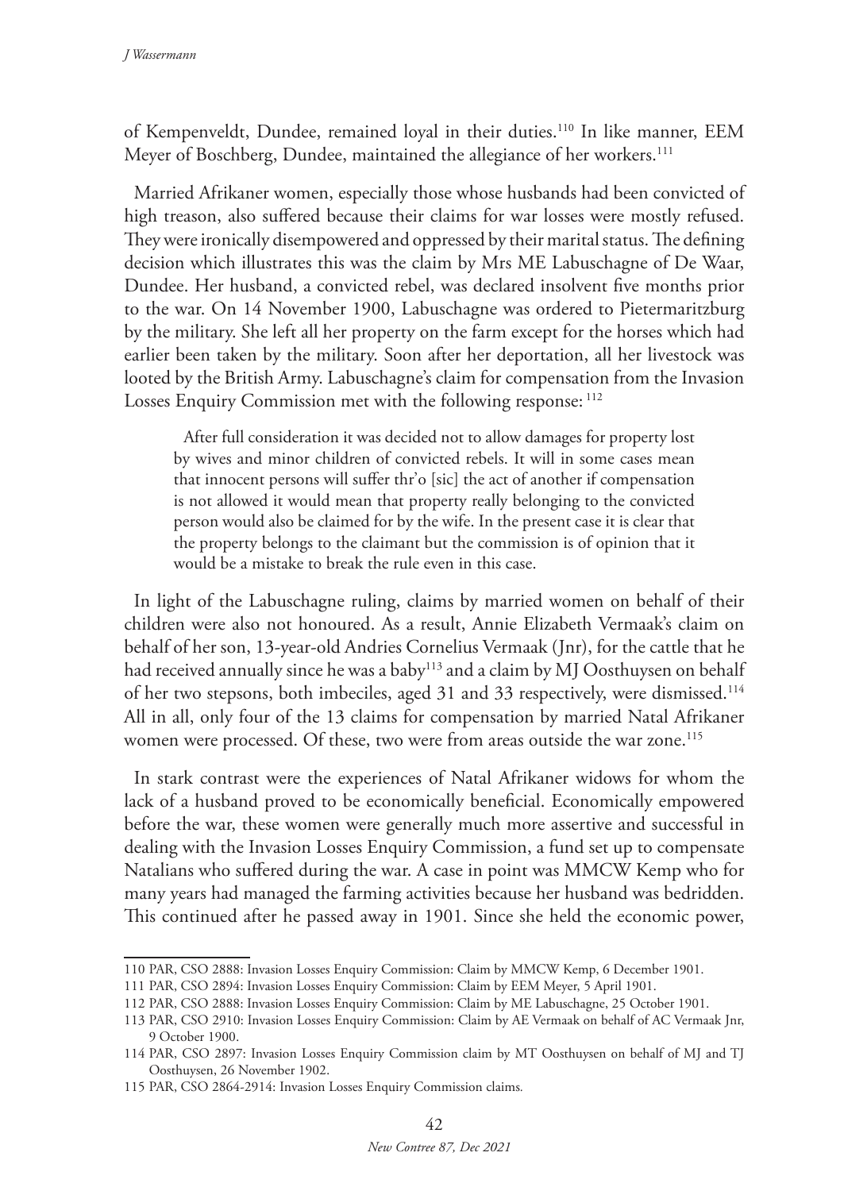of Kempenveldt, Dundee, remained loyal in their duties.[110] In like manner, EEM Meyer of Boschberg, Dundee, maintained the allegiance of her workers.[111]

Married Afrikaner women, especially those whose husbands had been convicted of high treason, also suffered because their claims for war losses were mostly refused. They were ironically disempowered and oppressed by their marital status. The defining decision which illustrates this was the claim by Mrs ME Labuschagne of De Waar, Dundee. Her husband, a convicted rebel, was declared insolvent five months prior to the war. On 14 November 1900, Labuschagne was ordered to Pietermaritzburg by the military. She left all her property on the farm except for the horses which had earlier been taken by the military. Soon after her deportation, all her livestock was looted by the British Army. Labuschagne's claim for compensation from the Invasion Losses Enquiry Commission met with the following response: [112]

> After full consideration it was decided not to allow damages for property lost by wives and minor children of convicted rebels. It will in some cases mean that innocent persons will suffer thr'o [sic] the act of another if compensation is not allowed it would mean that property really belonging to the convicted person would also be claimed for by the wife. In the present case it is clear that the property belongs to the claimant but the commission is of opinion that it would be a mistake to break the rule even in this case.

In light of the Labuschagne ruling, claims by married women on behalf of their children were also not honoured. As a result, Annie Elizabeth Vermaak's claim on behalf of her son, 13-year-old Andries Cornelius Vermaak (Jnr), for the cattle that he had received annually since he was a baby[113] and a claim by MJ Oosthuysen on behalf of her two stepsons, both imbeciles, aged 31 and 33 respectively, were dismissed.[114] All in all, only four of the 13 claims for compensation by married Natal Afrikaner women were processed. Of these, two were from areas outside the war zone.[115]

In stark contrast were the experiences of Natal Afrikaner widows for whom the lack of a husband proved to be economically beneficial. Economically empowered before the war, these women were generally much more assertive and successful in dealing with the Invasion Losses Enquiry Commission, a fund set up to compensate Natalians who suffered during the war. A case in point was MMCW Kemp who for many years had managed the farming activities because her husband was bedridden. This continued after he passed away in 1901. Since she held the economic power,

---

110 PAR, CSO 2888: Invasion Losses Enquiry Commission: Claim by MMCW Kemp, 6 December 1901.

111 PAR, CSO 2894: Invasion Losses Enquiry Commission: Claim by EEM Meyer, 5 April 1901.

112 PAR, CSO 2888: Invasion Losses Enquiry Commission: Claim by ME Labuschagne, 25 October 1901.

113 PAR, CSO 2910: Invasion Losses Enquiry Commission: Claim by AE Vermaak on behalf of AC Vermaak Jnr, 9 October 1900.

114 PAR, CSO 2897: Invasion Losses Enquiry Commission claim by MT Oosthuysen on behalf of MJ and TJ Oosthuysen, 26 November 1902.

115 PAR, CSO 2864-2914: Invasion Losses Enquiry Commission claims.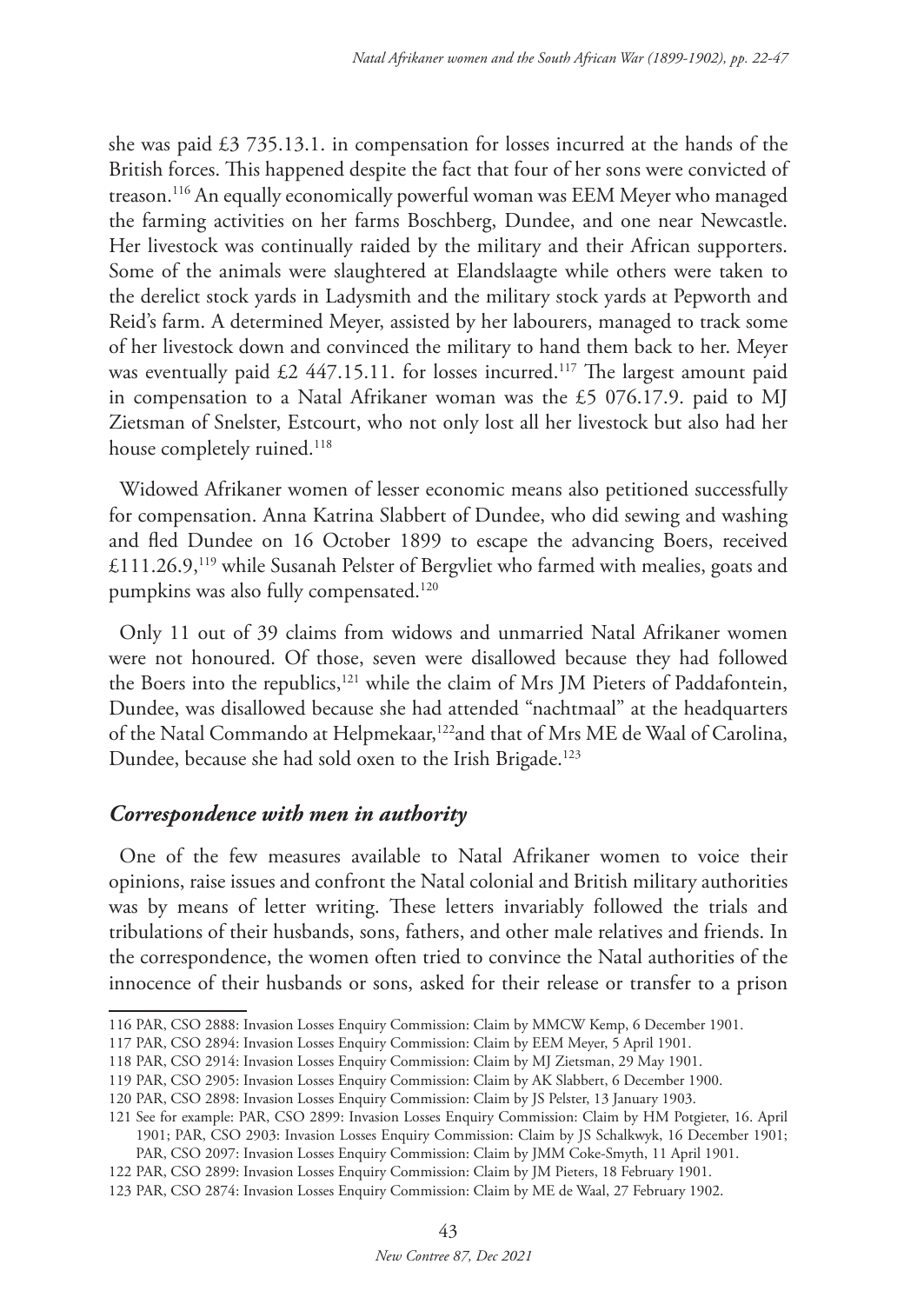she was paid £3 735.13.1. in compensation for losses incurred at the hands of the British forces. This happened despite the fact that four of her sons were convicted of treason.[116] An equally economically powerful woman was EEM Meyer who managed the farming activities on her farms Boschberg, Dundee, and one near Newcastle. Her livestock was continually raided by the military and their African supporters. Some of the animals were slaughtered at Elandslaagte while others were taken to the derelict stock yards in Ladysmith and the military stock yards at Pepworth and Reid's farm. A determined Meyer, assisted by her labourers, managed to track some of her livestock down and convinced the military to hand them back to her. Meyer was eventually paid £2 447.15.11. for losses incurred.[117] The largest amount paid in compensation to a Natal Afrikaner woman was the £5 076.17.9. paid to MJ Zietsman of Snelster, Estcourt, who not only lost all her livestock but also had her house completely ruined.[118]

Widowed Afrikaner women of lesser economic means also petitioned successfully for compensation. Anna Katrina Slabbert of Dundee, who did sewing and washing and fled Dundee on 16 October 1899 to escape the advancing Boers, received £111.26.9,[119] while Susanah Pelster of Bergvliet who farmed with mealies, goats and pumpkins was also fully compensated.[120]

Only 11 out of 39 claims from widows and unmarried Natal Afrikaner women were not honoured. Of those, seven were disallowed because they had followed the Boers into the republics,[121] while the claim of Mrs JM Pieters of Paddafontein, Dundee, was disallowed because she had attended "nachtmaal" at the headquarters of the Natal Commando at Helpmekaar,[122] and that of Mrs ME de Waal of Carolina, Dundee, because she had sold oxen to the Irish Brigade.[123]

## *Correspondence with men in authority*

One of the few measures available to Natal Afrikaner women to voice their opinions, raise issues and confront the Natal colonial and British military authorities was by means of letter writing. These letters invariably followed the trials and tribulations of their husbands, sons, fathers, and other male relatives and friends. In the correspondence, the women often tried to convince the Natal authorities of the innocence of their husbands or sons, asked for their release or transfer to a prison

---

116 PAR, CSO 2888: Invasion Losses Enquiry Commission: Claim by MMCW Kemp, 6 December 1901.

117 PAR, CSO 2894: Invasion Losses Enquiry Commission: Claim by EEM Meyer, 5 April 1901.

118 PAR, CSO 2914: Invasion Losses Enquiry Commission: Claim by MJ Zietsman, 29 May 1901.

119 PAR, CSO 2905: Invasion Losses Enquiry Commission: Claim by AK Slabbert, 6 December 1900.

120 PAR, CSO 2898: Invasion Losses Enquiry Commission: Claim by JS Pelster, 13 January 1903.

121 See for example: PAR, CSO 2899: Invasion Losses Enquiry Commission: Claim by HM Potgieter, 16. April 1901; PAR, CSO 2903: Invasion Losses Enquiry Commission: Claim by JS Schalkwyk, 16 December 1901; PAR, CSO 2097: Invasion Losses Enquiry Commission: Claim by JMM Coke-Smyth, 11 April 1901.

122 PAR, CSO 2899: Invasion Losses Enquiry Commission: Claim by JM Pieters, 18 February 1901.

123 PAR, CSO 2874: Invasion Losses Enquiry Commission: Claim by ME de Waal, 27 February 1902.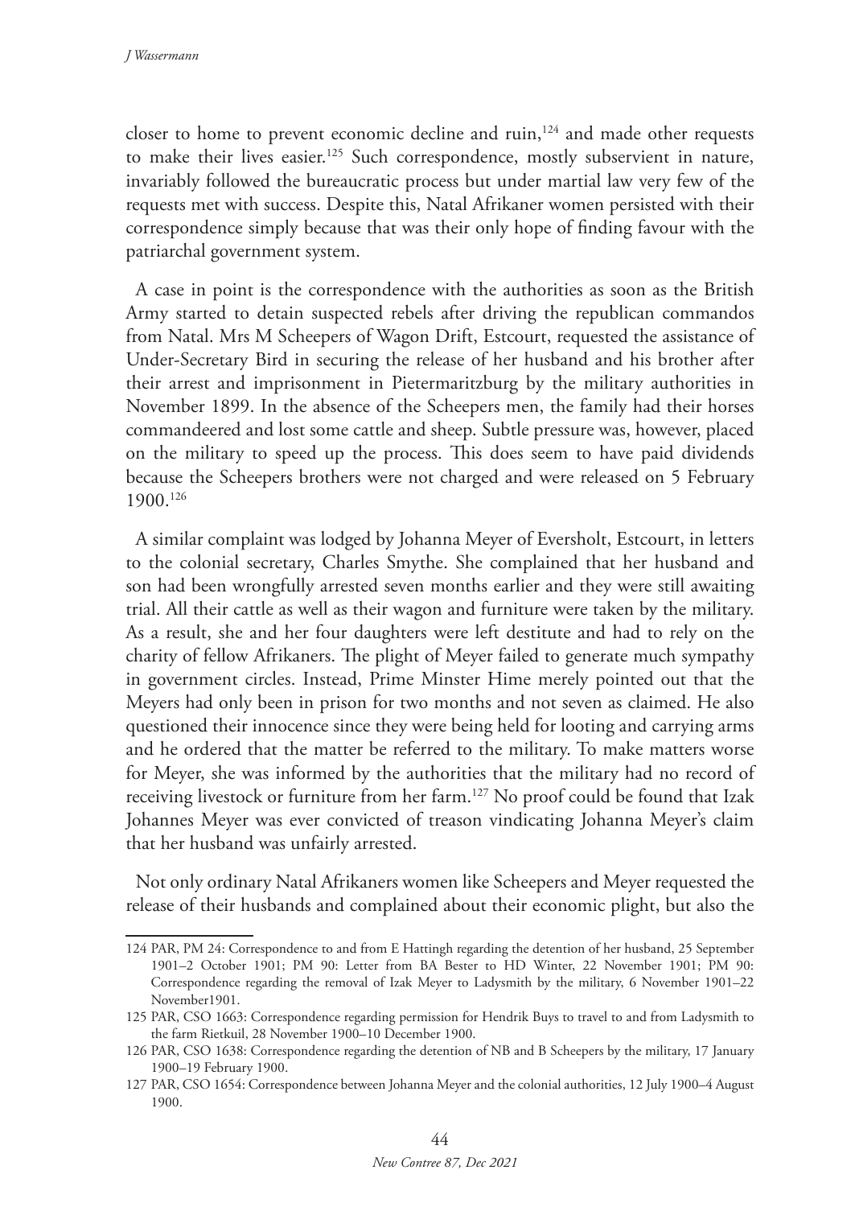closer to home to prevent economic decline and ruin,[124] and made other requests to make their lives easier.[125] Such correspondence, mostly subservient in nature, invariably followed the bureaucratic process but under martial law very few of the requests met with success. Despite this, Natal Afrikaner women persisted with their correspondence simply because that was their only hope of finding favour with the patriarchal government system.

A case in point is the correspondence with the authorities as soon as the British Army started to detain suspected rebels after driving the republican commandos from Natal. Mrs M Scheepers of Wagon Drift, Estcourt, requested the assistance of Under-Secretary Bird in securing the release of her husband and his brother after their arrest and imprisonment in Pietermaritzburg by the military authorities in November 1899. In the absence of the Scheepers men, the family had their horses commandeered and lost some cattle and sheep. Subtle pressure was, however, placed on the military to speed up the process. This does seem to have paid dividends because the Scheepers brothers were not charged and were released on 5 February 1900.[126]

A similar complaint was lodged by Johanna Meyer of Eversholt, Estcourt, in letters to the colonial secretary, Charles Smythe. She complained that her husband and son had been wrongfully arrested seven months earlier and they were still awaiting trial. All their cattle as well as their wagon and furniture were taken by the military. As a result, she and her four daughters were left destitute and had to rely on the charity of fellow Afrikaners. The plight of Meyer failed to generate much sympathy in government circles. Instead, Prime Minster Hime merely pointed out that the Meyers had only been in prison for two months and not seven as claimed. He also questioned their innocence since they were being held for looting and carrying arms and he ordered that the matter be referred to the military. To make matters worse for Meyer, she was informed by the authorities that the military had no record of receiving livestock or furniture from her farm.[127] No proof could be found that Izak Johannes Meyer was ever convicted of treason vindicating Johanna Meyer's claim that her husband was unfairly arrested.

Not only ordinary Natal Afrikaners women like Scheepers and Meyer requested the release of their husbands and complained about their economic plight, but also the

---

124 PAR, PM 24: Correspondence to and from E Hattingh regarding the detention of her husband, 25 September 1901–2 October 1901; PM 90: Letter from BA Bester to HD Winter, 22 November 1901; PM 90: Correspondence regarding the removal of Izak Meyer to Ladysmith by the military, 6 November 1901–22 November1901.

125 PAR, CSO 1663: Correspondence regarding permission for Hendrik Buys to travel to and from Ladysmith to the farm Rietkuil, 28 November 1900–10 December 1900.

126 PAR, CSO 1638: Correspondence regarding the detention of NB and B Scheepers by the military, 17 January 1900–19 February 1900.

127 PAR, CSO 1654: Correspondence between Johanna Meyer and the colonial authorities, 12 July 1900–4 August 1900.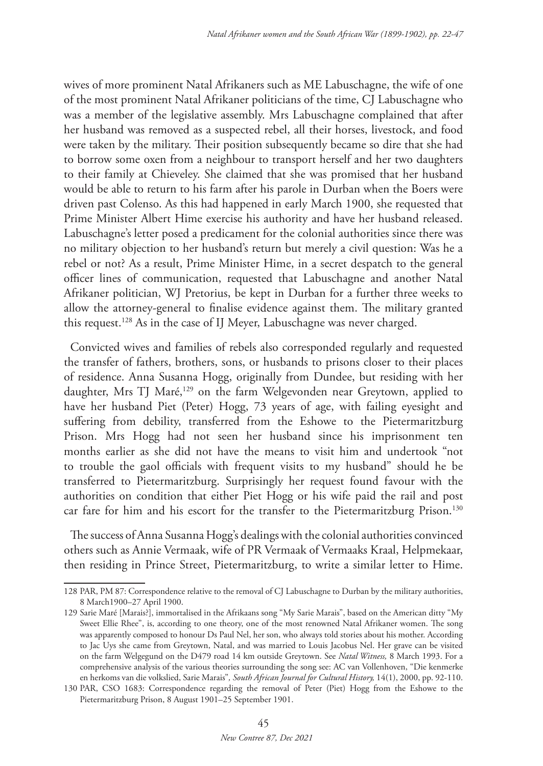wives of more prominent Natal Afrikaners such as ME Labuschagne, the wife of one of the most prominent Natal Afrikaner politicians of the time, CJ Labuschagne who was a member of the legislative assembly. Mrs Labuschagne complained that after her husband was removed as a suspected rebel, all their horses, livestock, and food were taken by the military. Their position subsequently became so dire that she had to borrow some oxen from a neighbour to transport herself and her two daughters to their family at Chieveley. She claimed that she was promised that her husband would be able to return to his farm after his parole in Durban when the Boers were driven past Colenso. As this had happened in early March 1900, she requested that Prime Minister Albert Hime exercise his authority and have her husband released. Labuschagne's letter posed a predicament for the colonial authorities since there was no military objection to her husband's return but merely a civil question: Was he a rebel or not? As a result, Prime Minister Hime, in a secret despatch to the general officer lines of communication, requested that Labuschagne and another Natal Afrikaner politician, WJ Pretorius, be kept in Durban for a further three weeks to allow the attorney-general to finalise evidence against them. The military granted this request.[128] As in the case of IJ Meyer, Labuschagne was never charged.

Convicted wives and families of rebels also corresponded regularly and requested the transfer of fathers, brothers, sons, or husbands to prisons closer to their places of residence. Anna Susanna Hogg, originally from Dundee, but residing with her daughter, Mrs TJ Maré,[129] on the farm Welgevonden near Greytown, applied to have her husband Piet (Peter) Hogg, 73 years of age, with failing eyesight and suffering from debility, transferred from the Eshowe to the Pietermaritzburg Prison. Mrs Hogg had not seen her husband since his imprisonment ten months earlier as she did not have the means to visit him and undertook "not to trouble the gaol officials with frequent visits to my husband" should he be transferred to Pietermaritzburg. Surprisingly her request found favour with the authorities on condition that either Piet Hogg or his wife paid the rail and post car fare for him and his escort for the transfer to the Pietermaritzburg Prison.[130]

The success of Anna Susanna Hogg's dealings with the colonial authorities convinced others such as Annie Vermaak, wife of PR Vermaak of Vermaaks Kraal, Helpmekaar, then residing in Prince Street, Pietermaritzburg, to write a similar letter to Hime.

---

128 PAR, PM 87: Correspondence relative to the removal of CJ Labuschagne to Durban by the military authorities, 8 March1900–27 April 1900.

129 Sarie Maré [Marais?], immortalised in the Afrikaans song "My Sarie Marais", based on the American ditty "My Sweet Ellie Rhee", is, according to one theory, one of the most renowned Natal Afrikaner women. The song was apparently composed to honour Ds Paul Nel, her son, who always told stories about his mother. According to Jac Uys she came from Greytown, Natal, and was married to Louis Jacobus Nel. Her grave can be visited on the farm Welgegund on the D479 road 14 km outside Greytown. See *Natal Witness,* 8 March 1993. For a comprehensive analysis of the various theories surrounding the song see: AC van Vollenhoven, "Die kenmerke en herkoms van die volkslied, Sarie Marais", *South African Journal for Cultural History,* 14(1), 2000, pp. 92-110.

130 PAR, CSO 1683: Correspondence regarding the removal of Peter (Piet) Hogg from the Eshowe to the Pietermaritzburg Prison, 8 August 1901–25 September 1901.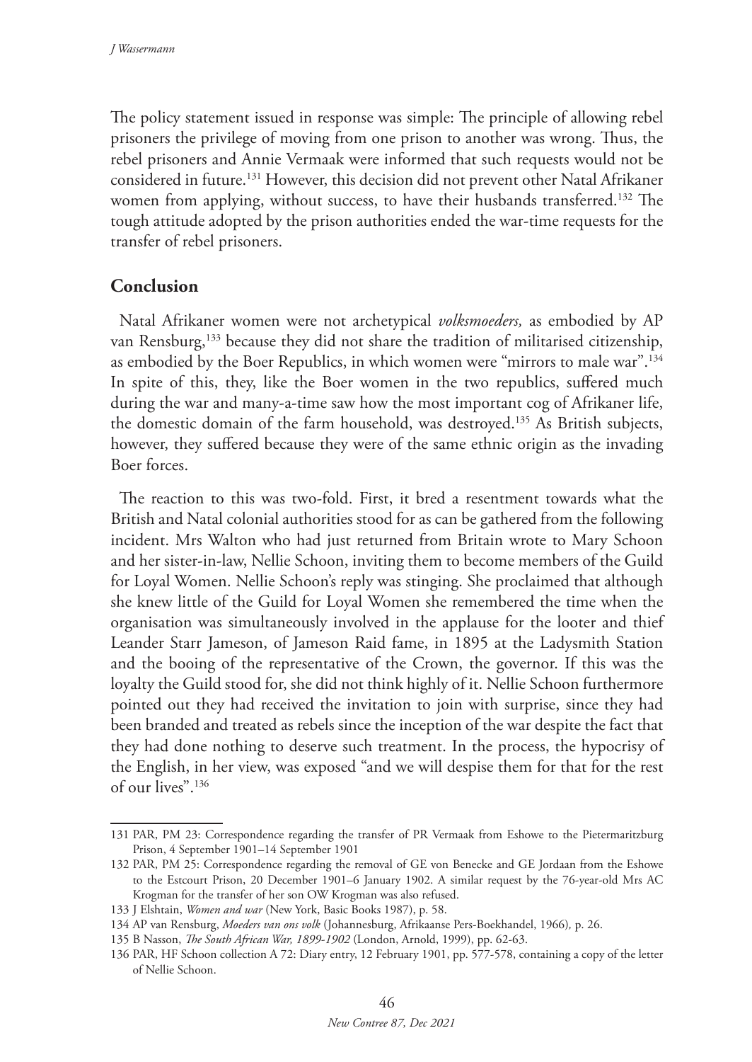The policy statement issued in response was simple: The principle of allowing rebel prisoners the privilege of moving from one prison to another was wrong. Thus, the rebel prisoners and Annie Vermaak were informed that such requests would not be considered in future.[131] However, this decision did not prevent other Natal Afrikaner women from applying, without success, to have their husbands transferred.[132] The tough attitude adopted by the prison authorities ended the war-time requests for the transfer of rebel prisoners.

## Conclusion

Natal Afrikaner women were not archetypical *volksmoeders,* as embodied by AP van Rensburg,[133] because they did not share the tradition of militarised citizenship, as embodied by the Boer Republics, in which women were "mirrors to male war".[134] In spite of this, they, like the Boer women in the two republics, suffered much during the war and many-a-time saw how the most important cog of Afrikaner life, the domestic domain of the farm household, was destroyed.[135] As British subjects, however, they suffered because they were of the same ethnic origin as the invading Boer forces.

The reaction to this was two-fold. First, it bred a resentment towards what the British and Natal colonial authorities stood for as can be gathered from the following incident. Mrs Walton who had just returned from Britain wrote to Mary Schoon and her sister-in-law, Nellie Schoon, inviting them to become members of the Guild for Loyal Women. Nellie Schoon's reply was stinging. She proclaimed that although she knew little of the Guild for Loyal Women she remembered the time when the organisation was simultaneously involved in the applause for the looter and thief Leander Starr Jameson, of Jameson Raid fame, in 1895 at the Ladysmith Station and the booing of the representative of the Crown, the governor. If this was the loyalty the Guild stood for, she did not think highly of it. Nellie Schoon furthermore pointed out they had received the invitation to join with surprise, since they had been branded and treated as rebels since the inception of the war despite the fact that they had done nothing to deserve such treatment. In the process, the hypocrisy of the English, in her view, was exposed "and we will despise them for that for the rest of our lives".[136]

---

131 PAR, PM 23: Correspondence regarding the transfer of PR Vermaak from Eshowe to the Pietermaritzburg Prison, 4 September 1901–14 September 1901

132 PAR, PM 25: Correspondence regarding the removal of GE von Benecke and GE Jordaan from the Eshowe to the Estcourt Prison, 20 December 1901–6 January 1902. A similar request by the 76-year-old Mrs AC Krogman for the transfer of her son OW Krogman was also refused.

133 J Elshtain, *Women and war* (New York, Basic Books 1987), p. 58.

134 AP van Rensburg, *Moeders van ons volk* (Johannesburg, Afrikaanse Pers-Boekhandel, 1966), p. 26.

135 B Nasson, *The South African War, 1899-1902* (London, Arnold, 1999), pp. 62-63.

136 PAR, HF Schoon collection A 72: Diary entry, 12 February 1901, pp. 577-578, containing a copy of the letter of Nellie Schoon.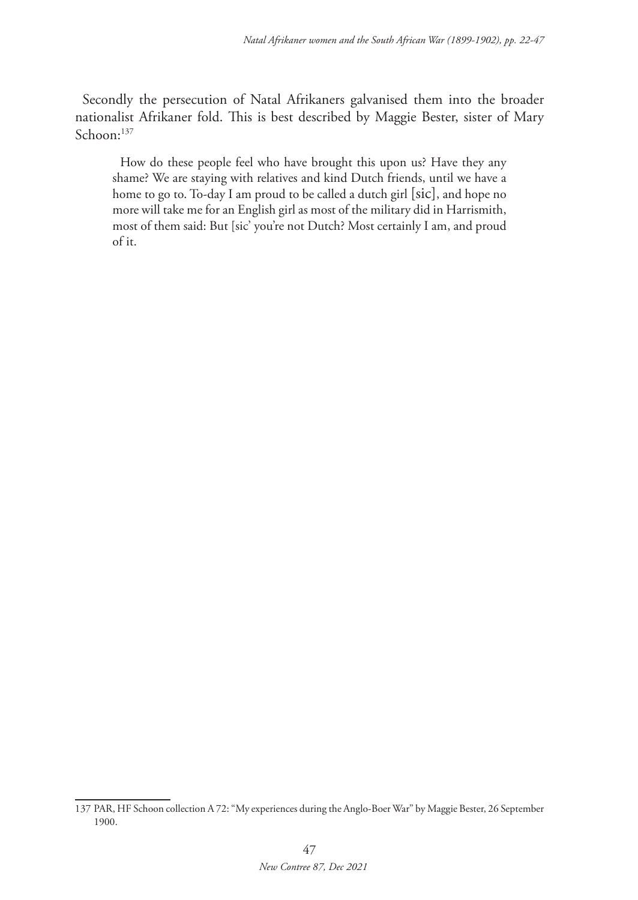Secondly the persecution of Natal Afrikaners galvanised them into the broader nationalist Afrikaner fold. This is best described by Maggie Bester, sister of Mary Schoon:[137]

> How do these people feel who have brought this upon us? Have they any shame? We are staying with relatives and kind Dutch friends, until we have a home to go to. To-day I am proud to be called a dutch girl [sic], and hope no more will take me for an English girl as most of the military did in Harrismith, most of them said: But [sic' you're not Dutch? Most certainly I am, and proud of it.

---

137 PAR, HF Schoon collection A 72: "My experiences during the Anglo-Boer War" by Maggie Bester, 26 September 1900.